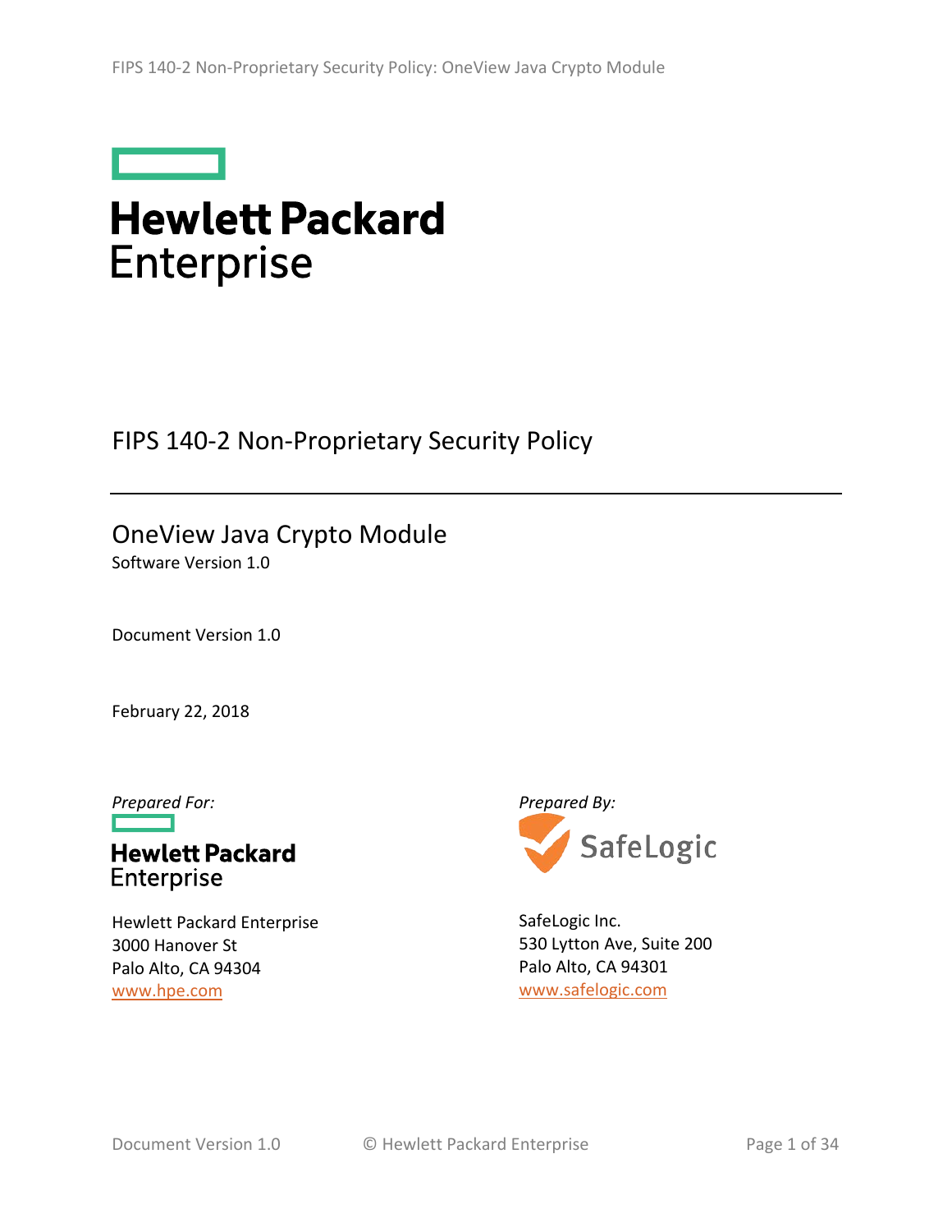# Hewlett Packard Enterprise

## FIPS 140-2 Non-Proprietary Security Policy

---

## OneView Java Crypto Module

Software Version 1.0

Document Version 1.0

February 22, 2018

*Prepared For:*

**Hewlett Packard Enterprise**

Hewlett Packard Enterprise
3000 Hanover St
Palo Alto, CA 94304
www.hpe.com

*Prepared By:*

**SafeLogic**

SafeLogic Inc.
530 Lytton Ave, Suite 200
Palo Alto, CA 94301
www.safelogic.com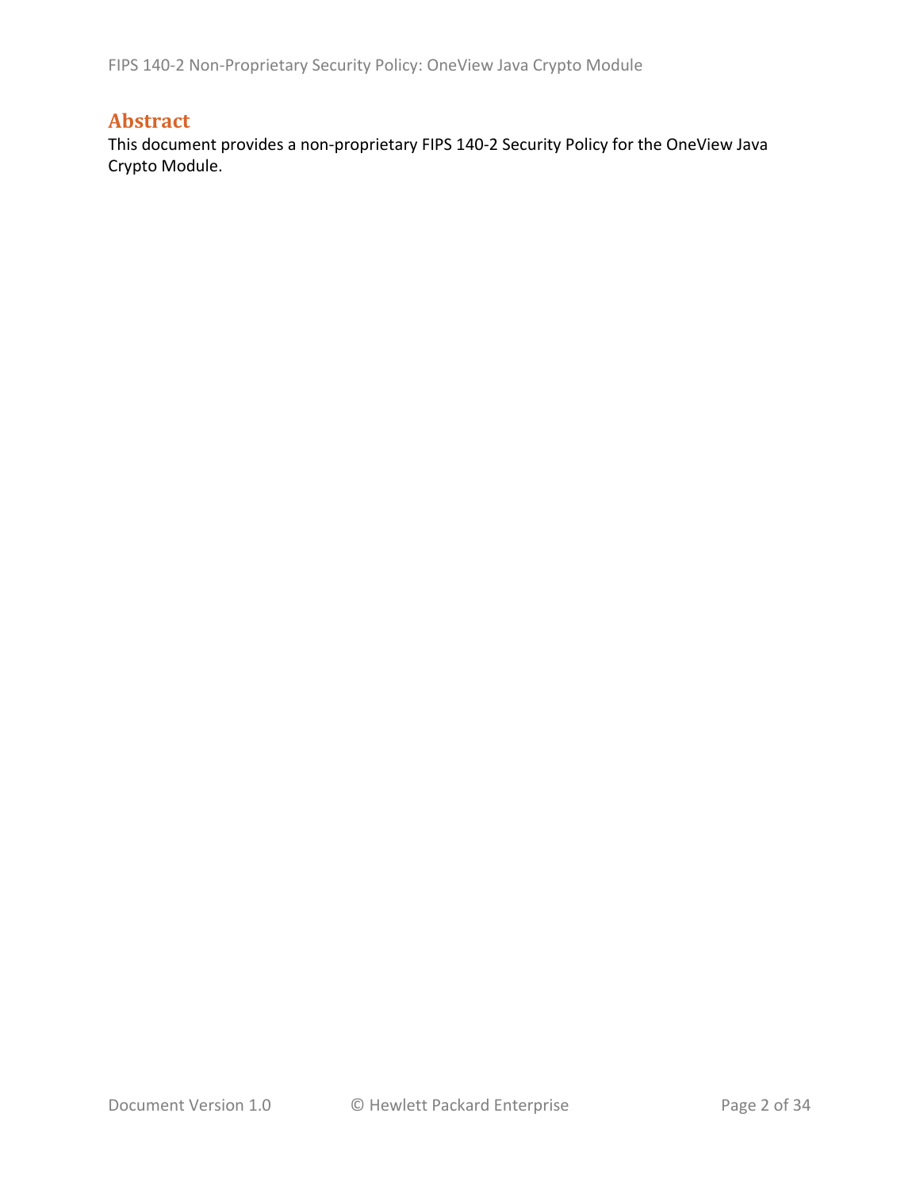## Abstract

This document provides a non-proprietary FIPS 140-2 Security Policy for the OneView Java Crypto Module.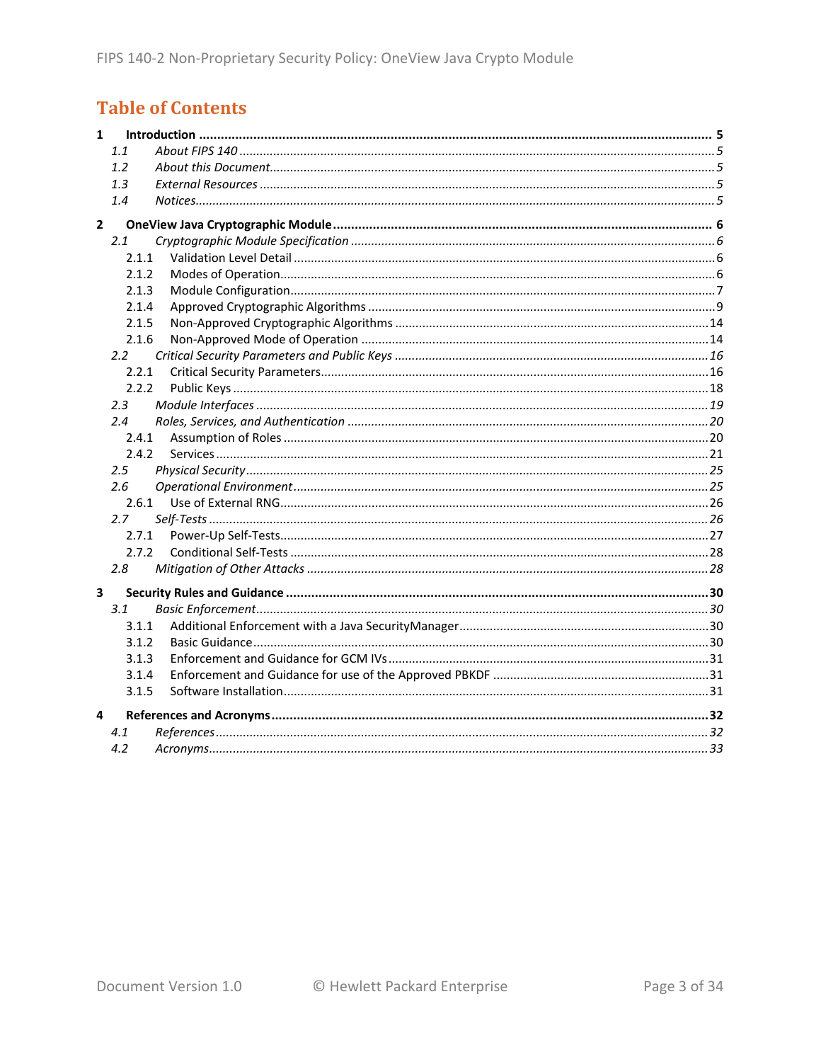# Table of Contents

**1 Introduction .......... 5**

- *1.1 About FIPS 140 .......... 5*
- *1.2 About this Document .......... 5*
- *1.3 External Resources .......... 5*
- *1.4 Notices .......... 5*

**2 OneView Java Cryptographic Module .......... 6**

- *2.1 Cryptographic Module Specification .......... 6*
  - 2.1.1 Validation Level Detail .......... 6
  - 2.1.2 Modes of Operation .......... 6
  - 2.1.3 Module Configuration .......... 7
  - 2.1.4 Approved Cryptographic Algorithms .......... 9
  - 2.1.5 Non-Approved Cryptographic Algorithms .......... 14
  - 2.1.6 Non-Approved Mode of Operation .......... 14
- *2.2 Critical Security Parameters and Public Keys .......... 16*
  - 2.2.1 Critical Security Parameters .......... 16
  - 2.2.2 Public Keys .......... 18
- *2.3 Module Interfaces .......... 19*
- *2.4 Roles, Services, and Authentication .......... 20*
  - 2.4.1 Assumption of Roles .......... 20
  - 2.4.2 Services .......... 21
- *2.5 Physical Security .......... 25*
- *2.6 Operational Environment .......... 25*
  - 2.6.1 Use of External RNG .......... 26
- *2.7 Self-Tests .......... 26*
  - 2.7.1 Power-Up Self-Tests .......... 27
  - 2.7.2 Conditional Self-Tests .......... 28
- *2.8 Mitigation of Other Attacks .......... 28*

**3 Security Rules and Guidance .......... 30**

- *3.1 Basic Enforcement .......... 30*
  - 3.1.1 Additional Enforcement with a Java SecurityManager .......... 30
  - 3.1.2 Basic Guidance .......... 30
  - 3.1.3 Enforcement and Guidance for GCM IVs .......... 31
  - 3.1.4 Enforcement and Guidance for use of the Approved PBKDF .......... 31
  - 3.1.5 Software Installation .......... 31

**4 References and Acronyms .......... 32**

- *4.1 References .......... 32*
- *4.2 Acronyms .......... 33*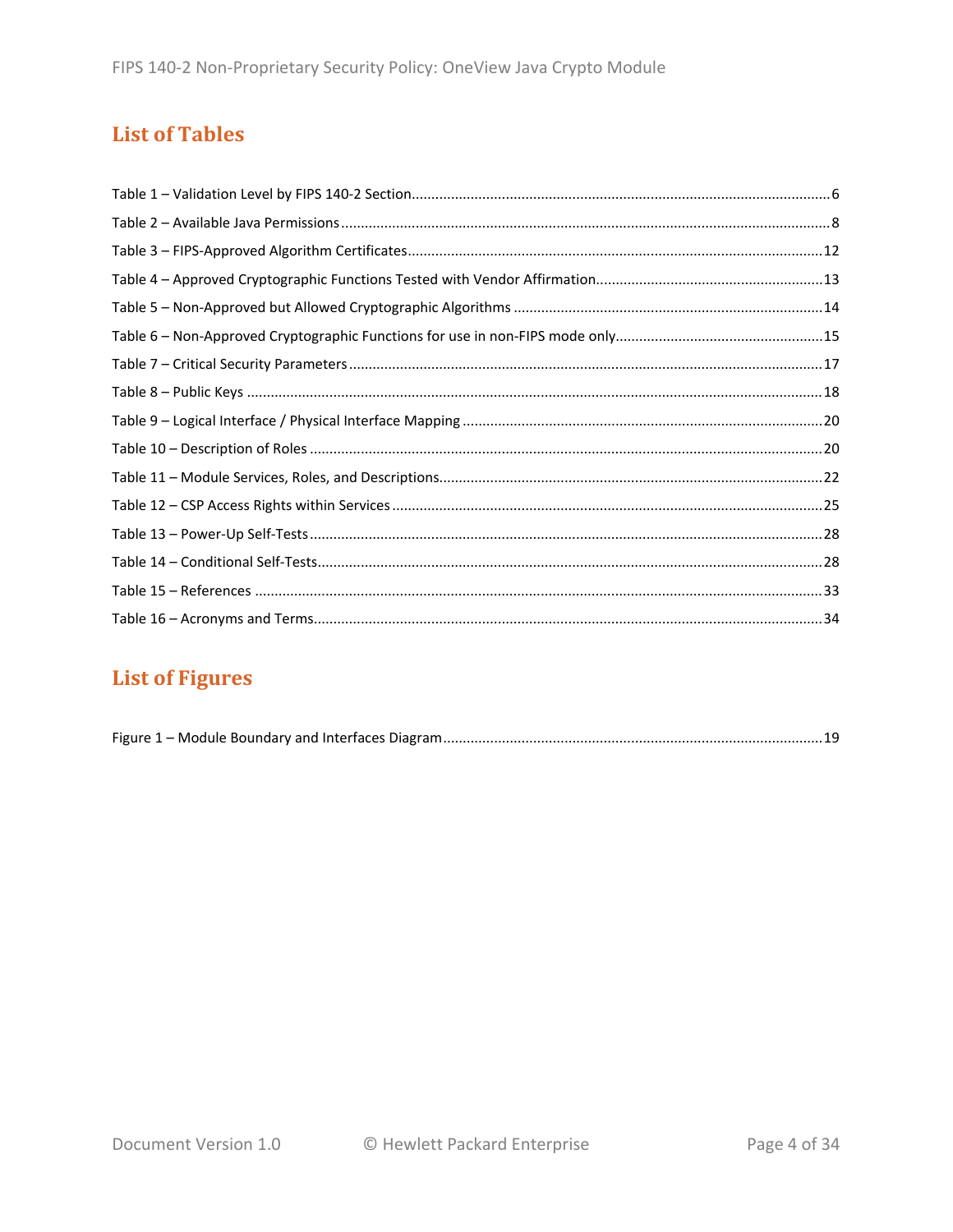## List of Tables

Table 1 – Validation Level by FIPS 140-2 Section........................................................................................6
Table 2 – Available Java Permissions.........................................................................................................8
Table 3 – FIPS-Approved Algorithm Certificates.......................................................................................12
Table 4 – Approved Cryptographic Functions Tested with Vendor Affirmation........................................13
Table 5 – Non-Approved but Allowed Cryptographic Algorithms.............................................................14
Table 6 – Non-Approved Cryptographic Functions for use in non-FIPS mode only...................................15
Table 7 – Critical Security Parameters......................................................................................................17
Table 8 – Public Keys.................................................................................................................................18
Table 9 – Logical Interface / Physical Interface Mapping..........................................................................20
Table 10 – Description of Roles................................................................................................................20
Table 11 – Module Services, Roles, and Descriptions................................................................................22
Table 12 – CSP Access Rights within Services...........................................................................................25
Table 13 – Power-Up Self-Tests................................................................................................................28
Table 14 – Conditional Self-Tests..............................................................................................................28
Table 15 – References..............................................................................................................................33
Table 16 – Acronyms and Terms...............................................................................................................34

## List of Figures

Figure 1 – Module Boundary and Interfaces Diagram...............................................................................19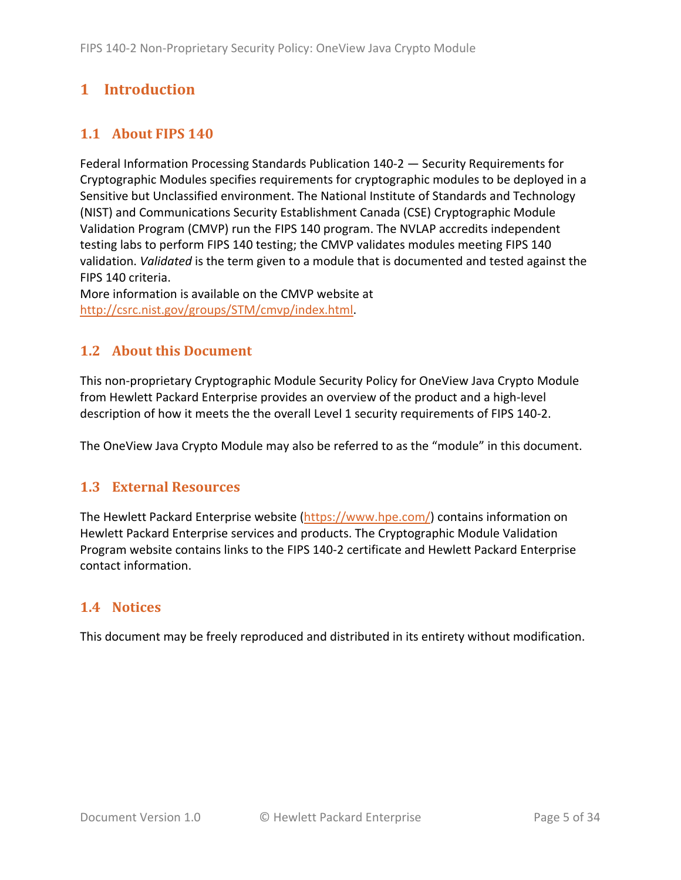# 1 Introduction

## 1.1 About FIPS 140

Federal Information Processing Standards Publication 140-2 — Security Requirements for Cryptographic Modules specifies requirements for cryptographic modules to be deployed in a Sensitive but Unclassified environment. The National Institute of Standards and Technology (NIST) and Communications Security Establishment Canada (CSE) Cryptographic Module Validation Program (CMVP) run the FIPS 140 program. The NVLAP accredits independent testing labs to perform FIPS 140 testing; the CMVP validates modules meeting FIPS 140 validation. *Validated* is the term given to a module that is documented and tested against the FIPS 140 criteria.
More information is available on the CMVP website at http://csrc.nist.gov/groups/STM/cmvp/index.html.

## 1.2 About this Document

This non-proprietary Cryptographic Module Security Policy for OneView Java Crypto Module from Hewlett Packard Enterprise provides an overview of the product and a high-level description of how it meets the the overall Level 1 security requirements of FIPS 140-2.

The OneView Java Crypto Module may also be referred to as the "module" in this document.

## 1.3 External Resources

The Hewlett Packard Enterprise website (https://www.hpe.com/) contains information on Hewlett Packard Enterprise services and products. The Cryptographic Module Validation Program website contains links to the FIPS 140-2 certificate and Hewlett Packard Enterprise contact information.

## 1.4 Notices

This document may be freely reproduced and distributed in its entirety without modification.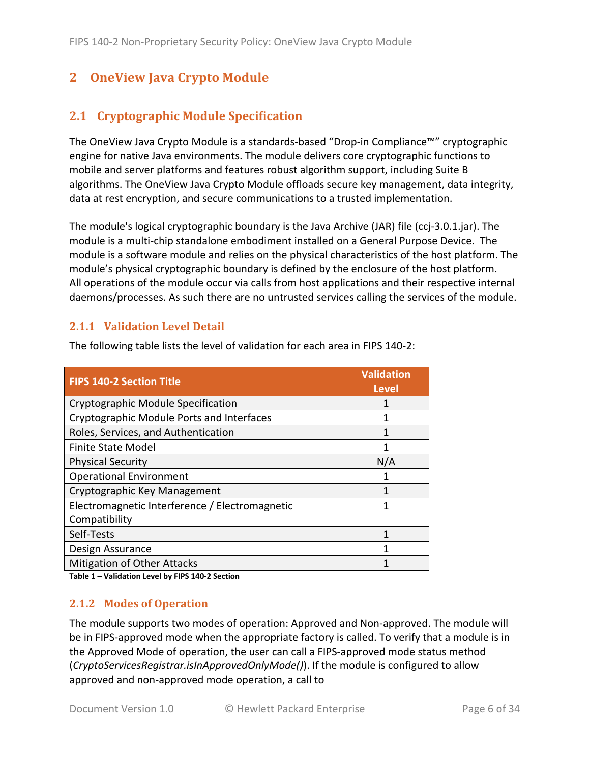# 2 OneView Java Crypto Module

## 2.1 Cryptographic Module Specification

The OneView Java Crypto Module is a standards-based "Drop-in Compliance™" cryptographic engine for native Java environments. The module delivers core cryptographic functions to mobile and server platforms and features robust algorithm support, including Suite B algorithms. The OneView Java Crypto Module offloads secure key management, data integrity, data at rest encryption, and secure communications to a trusted implementation.

The module's logical cryptographic boundary is the Java Archive (JAR) file (ccj-3.0.1.jar). The module is a multi-chip standalone embodiment installed on a General Purpose Device. The module is a software module and relies on the physical characteristics of the host platform. The module's physical cryptographic boundary is defined by the enclosure of the host platform. All operations of the module occur via calls from host applications and their respective internal daemons/processes. As such there are no untrusted services calling the services of the module.

### 2.1.1 Validation Level Detail

The following table lists the level of validation for each area in FIPS 140-2:

| FIPS 140-2 Section Title | Validation Level |
|---|---|
| Cryptographic Module Specification | 1 |
| Cryptographic Module Ports and Interfaces | 1 |
| Roles, Services, and Authentication | 1 |
| Finite State Model | 1 |
| Physical Security | N/A |
| Operational Environment | 1 |
| Cryptographic Key Management | 1 |
| Electromagnetic Interference / Electromagnetic Compatibility | 1 |
| Self-Tests | 1 |
| Design Assurance | 1 |
| Mitigation of Other Attacks | 1 |

**Table 1 – Validation Level by FIPS 140-2 Section**

### 2.1.2 Modes of Operation

The module supports two modes of operation: Approved and Non-approved. The module will be in FIPS-approved mode when the appropriate factory is called. To verify that a module is in the Approved Mode of operation, the user can call a FIPS-approved mode status method (*CryptoServicesRegistrar.isInApprovedOnlyMode()*). If the module is configured to allow approved and non-approved mode operation, a call to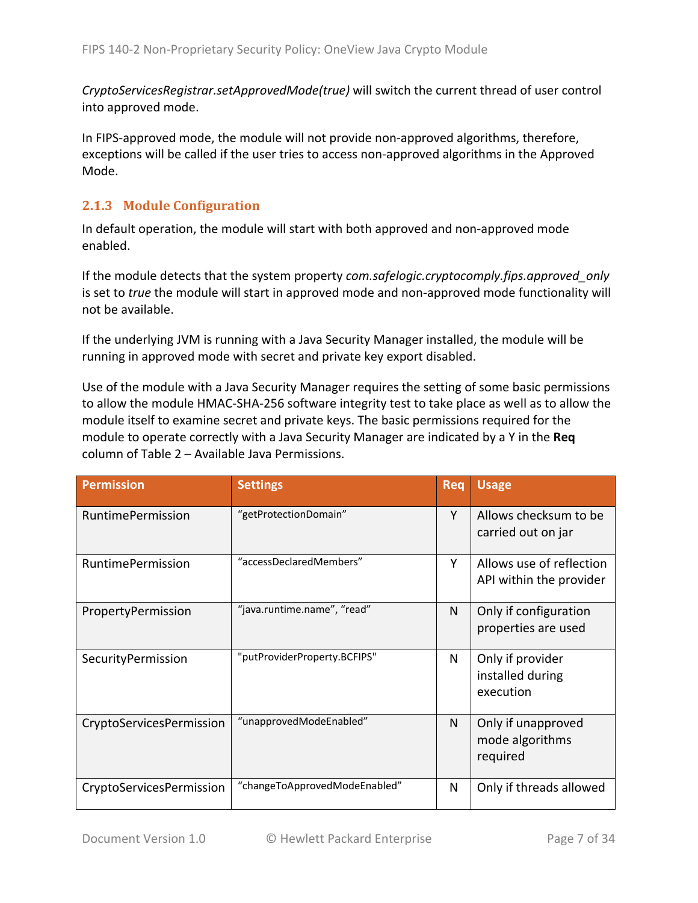*CryptoServicesRegistrar.setApprovedMode(true)* will switch the current thread of user control into approved mode.

In FIPS-approved mode, the module will not provide non-approved algorithms, therefore, exceptions will be called if the user tries to access non-approved algorithms in the Approved Mode.

### 2.1.3 Module Configuration

In default operation, the module will start with both approved and non-approved mode enabled.

If the module detects that the system property *com.safelogic.cryptocomply.fips.approved_only* is set to *true* the module will start in approved mode and non-approved mode functionality will not be available.

If the underlying JVM is running with a Java Security Manager installed, the module will be running in approved mode with secret and private key export disabled.

Use of the module with a Java Security Manager requires the setting of some basic permissions to allow the module HMAC-SHA-256 software integrity test to take place as well as to allow the module itself to examine secret and private keys. The basic permissions required for the module to operate correctly with a Java Security Manager are indicated by a Y in the **Req** column of Table 2 – Available Java Permissions.

| Permission | Settings | Req | Usage |
|---|---|---|---|
| RuntimePermission | "getProtectionDomain" | Y | Allows checksum to be carried out on jar |
| RuntimePermission | "accessDeclaredMembers" | Y | Allows use of reflection API within the provider |
| PropertyPermission | "java.runtime.name", "read" | N | Only if configuration properties are used |
| SecurityPermission | "putProviderProperty.BCFIPS" | N | Only if provider installed during execution |
| CryptoServicesPermission | "unapprovedModeEnabled" | N | Only if unapproved mode algorithms required |
| CryptoServicesPermission | "changeToApprovedModeEnabled" | N | Only if threads allowed |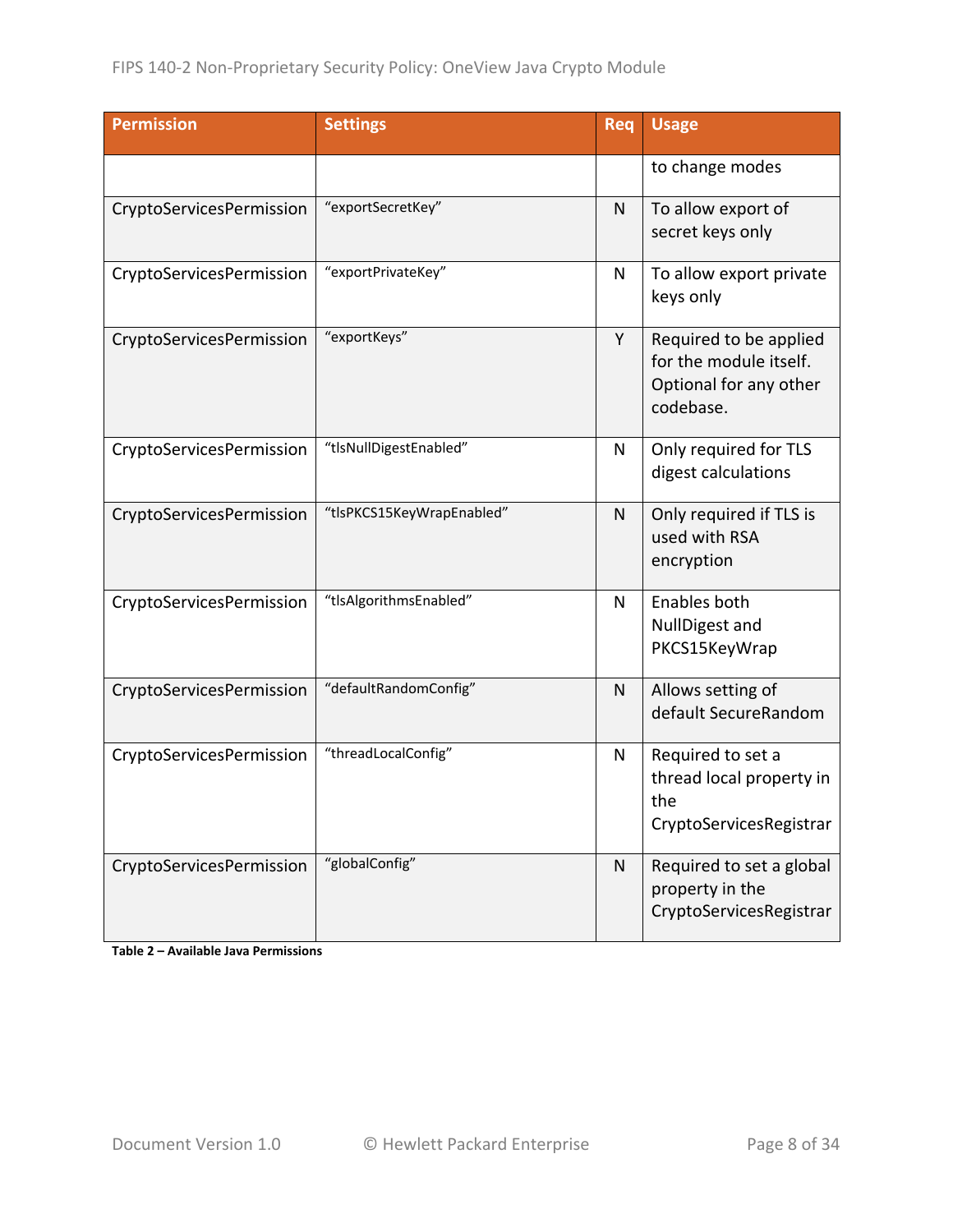| Permission | Settings | Req | Usage |
|---|---|---|---|
| | | | to change modes |
| CryptoServicesPermission | "exportSecretKey" | N | To allow export of secret keys only |
| CryptoServicesPermission | "exportPrivateKey" | N | To allow export private keys only |
| CryptoServicesPermission | "exportKeys" | Y | Required to be applied for the module itself. Optional for any other codebase. |
| CryptoServicesPermission | "tlsNullDigestEnabled" | N | Only required for TLS digest calculations |
| CryptoServicesPermission | "tlsPKCS15KeyWrapEnabled" | N | Only required if TLS is used with RSA encryption |
| CryptoServicesPermission | "tlsAlgorithmsEnabled" | N | Enables both NullDigest and PKCS15KeyWrap |
| CryptoServicesPermission | "defaultRandomConfig" | N | Allows setting of default SecureRandom |
| CryptoServicesPermission | "threadLocalConfig" | N | Required to set a thread local property in the CryptoServicesRegistrar |
| CryptoServicesPermission | "globalConfig" | N | Required to set a global property in the CryptoServicesRegistrar |

**Table 2 – Available Java Permissions**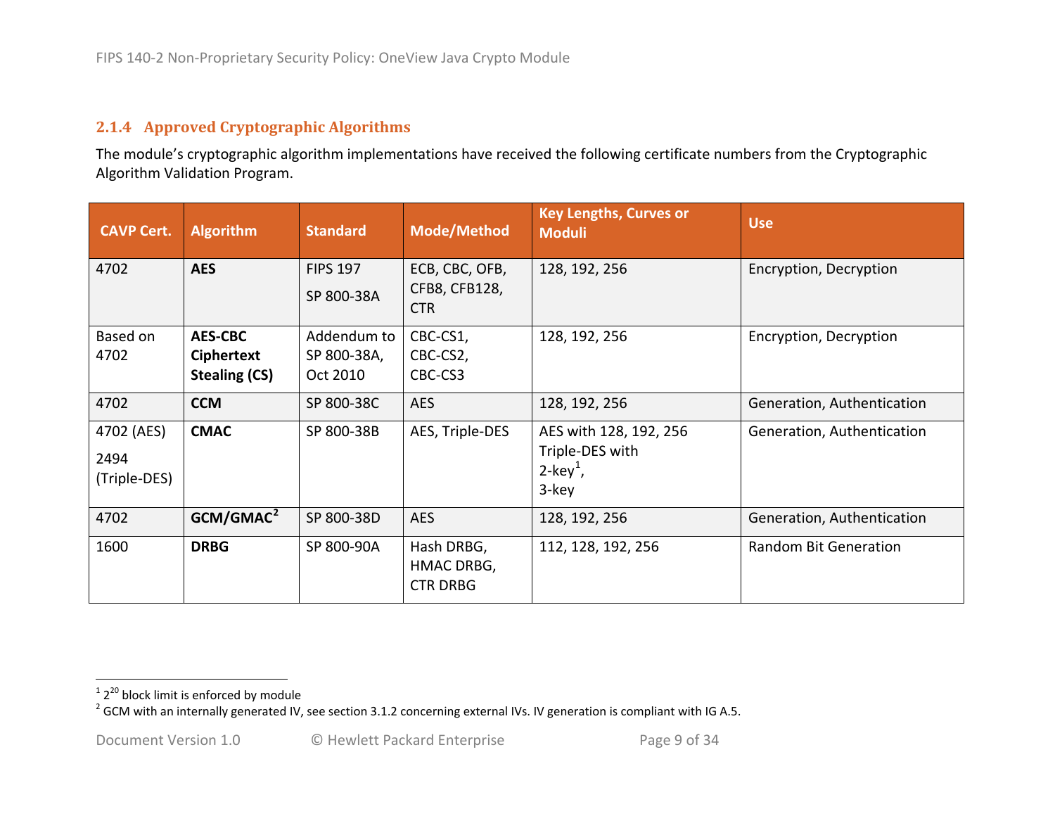### 2.1.4 Approved Cryptographic Algorithms

The module's cryptographic algorithm implementations have received the following certificate numbers from the Cryptographic Algorithm Validation Program.

| CAVP Cert. | Algorithm | Standard | Mode/Method | Key Lengths, Curves or Moduli | Use |
|---|---|---|---|---|---|
| 4702 | **AES** | FIPS 197<br>SP 800-38A | ECB, CBC, OFB, CFB8, CFB128, CTR | 128, 192, 256 | Encryption, Decryption |
| Based on 4702 | **AES-CBC Ciphertext Stealing (CS)** | Addendum to SP 800-38A, Oct 2010 | CBC-CS1, CBC-CS2, CBC-CS3 | 128, 192, 256 | Encryption, Decryption |
| 4702 | **CCM** | SP 800-38C | AES | 128, 192, 256 | Generation, Authentication |
| 4702 (AES)<br>2494 (Triple-DES) | **CMAC** | SP 800-38B | AES, Triple-DES | AES with 128, 192, 256<br>Triple-DES with 2-key[1], 3-key | Generation, Authentication |
| 4702 | **GCM/GMAC[2]** | SP 800-38D | AES | 128, 192, 256 | Generation, Authentication |
| 1600 | **DRBG** | SP 800-90A | Hash DRBG, HMAC DRBG, CTR DRBG | 112, 128, 192, 256 | Random Bit Generation |

[1] $2^{20}$ block limit is enforced by module

[2] GCM with an internally generated IV, see section 3.1.2 concerning external IVs. IV generation is compliant with IG A.5.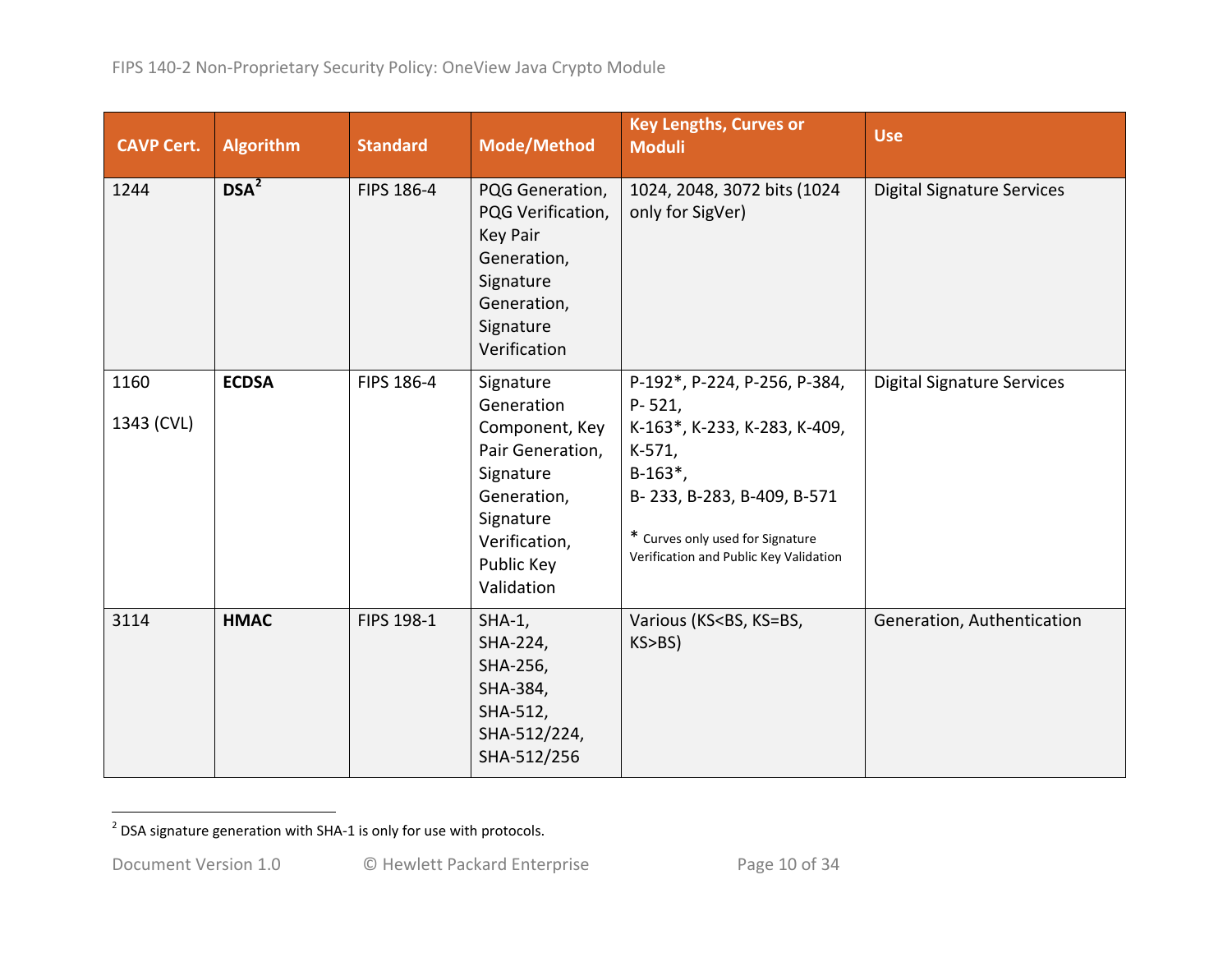| CAVP Cert. | Algorithm | Standard | Mode/Method | Key Lengths, Curves or Moduli | Use |
| --- | --- | --- | --- | --- | --- |
| 1244 | **DSA**[2] | FIPS 186-4 | PQG Generation, PQG Verification, Key Pair Generation, Signature Generation, Signature Verification | 1024, 2048, 3072 bits (1024 only for SigVer) | Digital Signature Services |
| 1160<br><br>1343 (CVL) | **ECDSA** | FIPS 186-4 | Signature Generation Component, Key Pair Generation, Signature Generation, Signature Verification, Public Key Validation | P-192*, P-224, P-256, P-384, P- 521,<br>K-163*, K-233, K-283, K-409, K-571,<br>B-163*,<br>B- 233, B-283, B-409, B-571<br><br>* Curves only used for Signature Verification and Public Key Validation | Digital Signature Services |
| 3114 | **HMAC** | FIPS 198-1 | SHA-1,<br>SHA-224,<br>SHA-256,<br>SHA-384,<br>SHA-512,<br>SHA-512/224,<br>SHA-512/256 | Various (KS<BS, KS=BS, KS>BS) | Generation, Authentication |

[2] DSA signature generation with SHA-1 is only for use with protocols.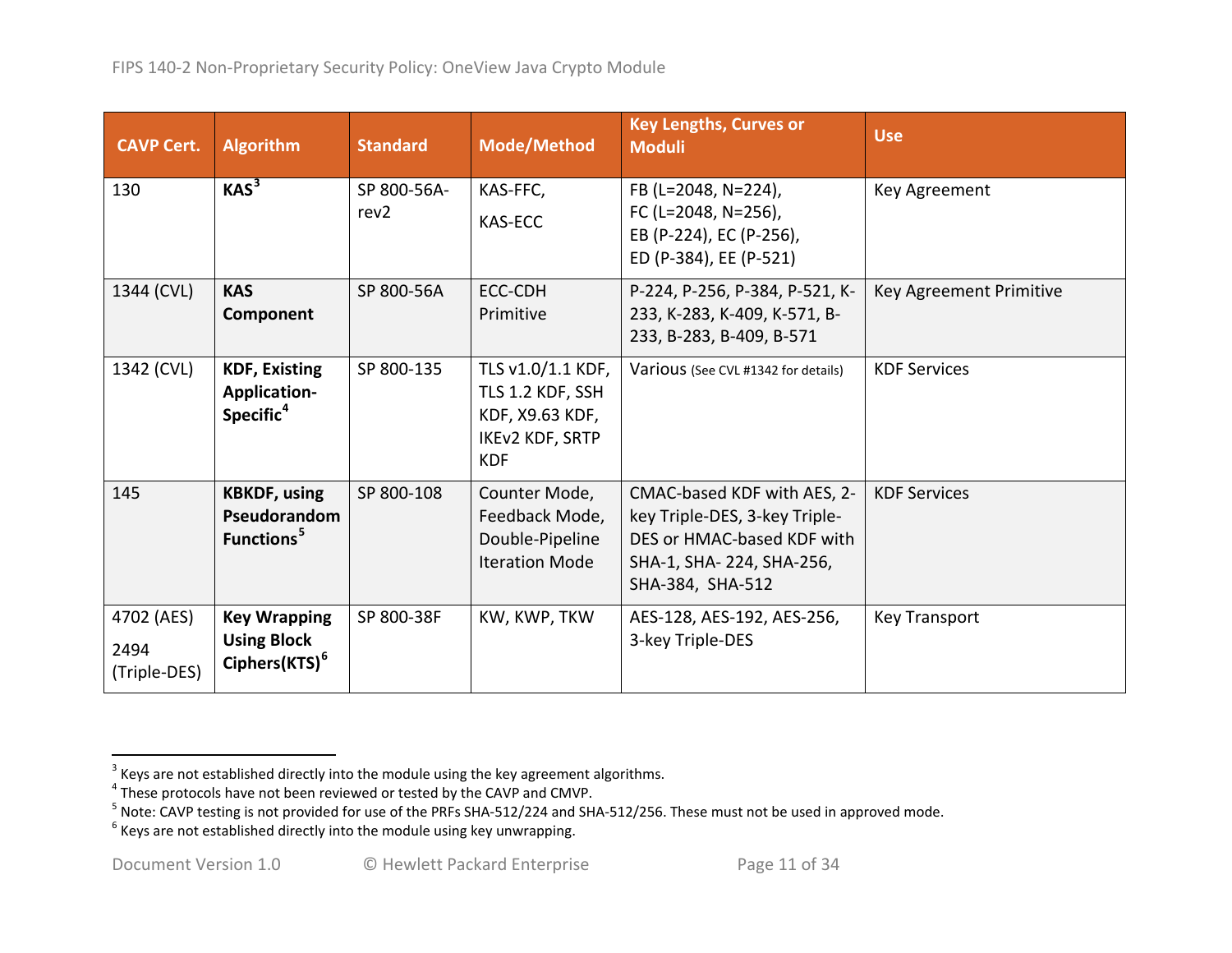| CAVP Cert. | Algorithm | Standard | Mode/Method | Key Lengths, Curves or Moduli | Use |
|---|---|---|---|---|---|
| 130 | **KAS**[3] | SP 800-56A-rev2 | KAS-FFC, KAS-ECC | FB (L=2048, N=224), FC (L=2048, N=256), EB (P-224), EC (P-256), ED (P-384), EE (P-521) | Key Agreement |
| 1344 (CVL) | **KAS Component** | SP 800-56A | ECC-CDH Primitive | P-224, P-256, P-384, P-521, K-233, K-283, K-409, K-571, B-233, B-283, B-409, B-571 | Key Agreement Primitive |
| 1342 (CVL) | **KDF, Existing Application-Specific**[4] | SP 800-135 | TLS v1.0/1.1 KDF, TLS 1.2 KDF, SSH KDF, X9.63 KDF, IKEv2 KDF, SRTP KDF | Various (See CVL #1342 for details) | KDF Services |
| 145 | **KBKDF, using Pseudorandom Functions**[5] | SP 800-108 | Counter Mode, Feedback Mode, Double-Pipeline Iteration Mode | CMAC-based KDF with AES, 2-key Triple-DES, 3-key Triple-DES or HMAC-based KDF with SHA-1, SHA- 224, SHA-256, SHA-384, SHA-512 | KDF Services |
| 4702 (AES) 2494 (Triple-DES) | **Key Wrapping Using Block Ciphers(KTS)**[6] | SP 800-38F | KW, KWP, TKW | AES-128, AES-192, AES-256, 3-key Triple-DES | Key Transport |

[3] Keys are not established directly into the module using the key agreement algorithms.

[4] These protocols have not been reviewed or tested by the CAVP and CMVP.

[5] Note: CAVP testing is not provided for use of the PRFs SHA-512/224 and SHA-512/256. These must not be used in approved mode.

[6] Keys are not established directly into the module using key unwrapping.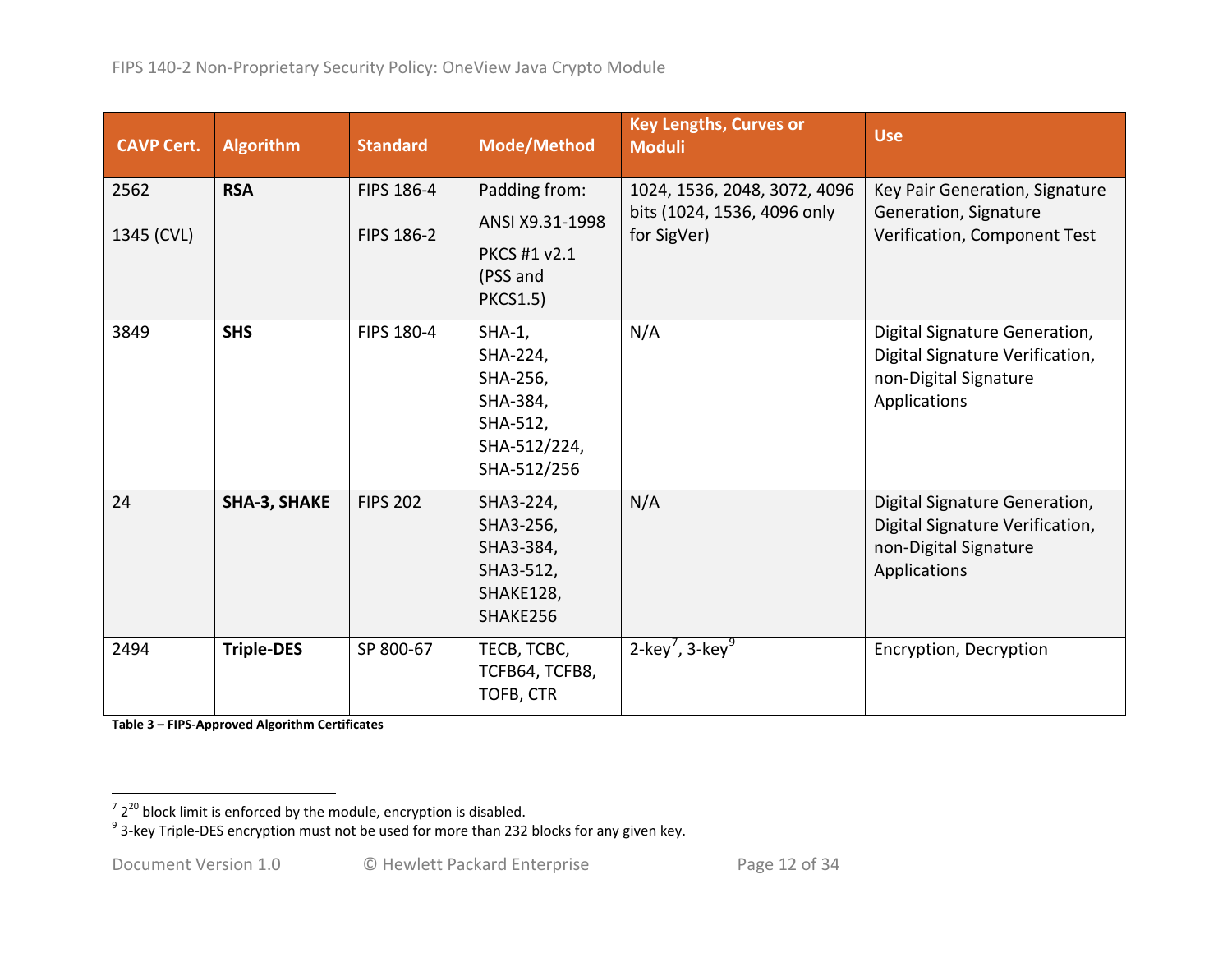| CAVP Cert. | Algorithm | Standard | Mode/Method | Key Lengths, Curves or Moduli | Use |
|---|---|---|---|---|---|
| 2562<br><br>1345 (CVL) | **RSA** | FIPS 186-4<br><br>FIPS 186-2 | Padding from:<br>ANSI X9.31-1998<br>PKCS #1 v2.1 (PSS and PKCS1.5) | 1024, 1536, 2048, 3072, 4096 bits (1024, 1536, 4096 only for SigVer) | Key Pair Generation, Signature Generation, Signature Verification, Component Test |
| 3849 | **SHS** | FIPS 180-4 | SHA-1, SHA-224, SHA-256, SHA-384, SHA-512, SHA-512/224, SHA-512/256 | N/A | Digital Signature Generation, Digital Signature Verification, non-Digital Signature Applications |
| 24 | **SHA-3, SHAKE** | FIPS 202 | SHA3-224, SHA3-256, SHA3-384, SHA3-512, SHAKE128, SHAKE256 | N/A | Digital Signature Generation, Digital Signature Verification, non-Digital Signature Applications |
| 2494 | **Triple-DES** | SP 800-67 | TECB, TCBC, TCFB64, TCFB8, TOFB, CTR | 2-key[7], 3-key[9] | Encryption, Decryption |

**Table 3 – FIPS-Approved Algorithm Certificates**

[7] $2^{20}$ block limit is enforced by the module, encryption is disabled.

[9] 3-key Triple-DES encryption must not be used for more than 232 blocks for any given key.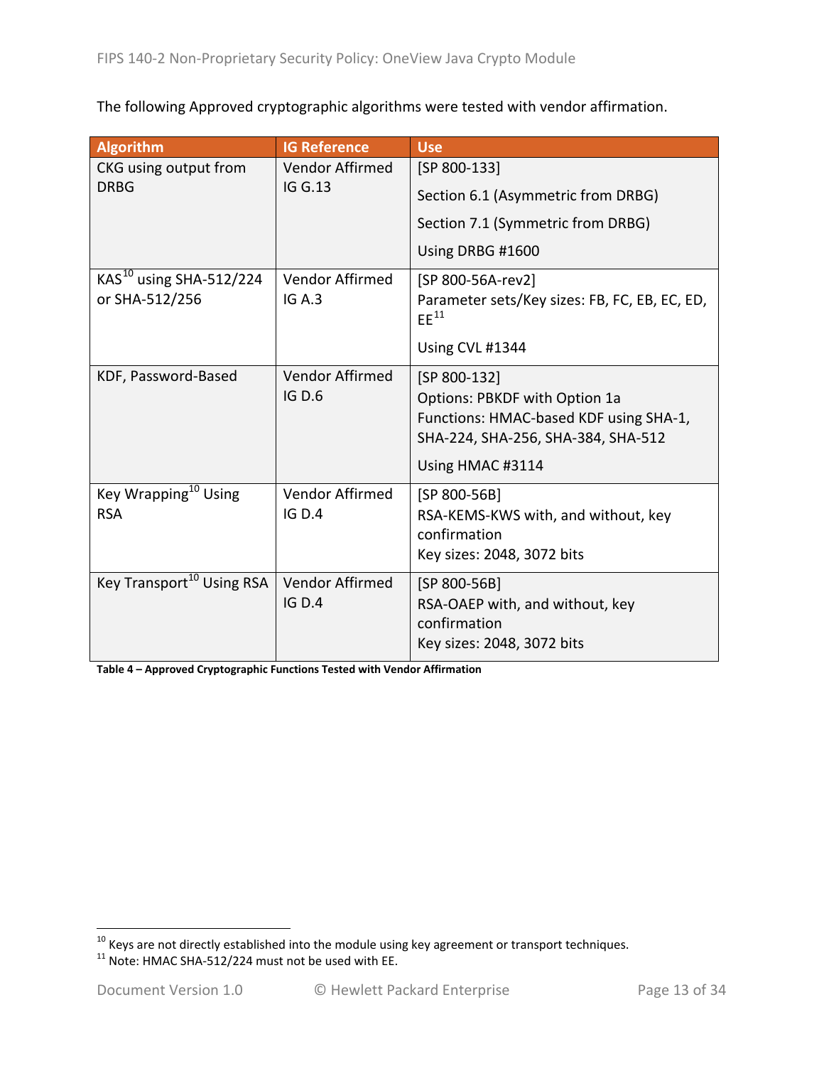The following Approved cryptographic algorithms were tested with vendor affirmation.

| Algorithm | IG Reference | Use |
| --- | --- | --- |
| CKG using output from DRBG | Vendor Affirmed IG G.13 | [SP 800-133] Section 6.1 (Asymmetric from DRBG) Section 7.1 (Symmetric from DRBG) Using DRBG #1600 |
| KAS[10] using SHA-512/224 or SHA-512/256 | Vendor Affirmed IG A.3 | [SP 800-56A-rev2] Parameter sets/Key sizes: FB, FC, EB, EC, ED, EE[11] Using CVL #1344 |
| KDF, Password-Based | Vendor Affirmed IG D.6 | [SP 800-132] Options: PBKDF with Option 1a Functions: HMAC-based KDF using SHA-1, SHA-224, SHA-256, SHA-384, SHA-512 Using HMAC #3114 |
| Key Wrapping[10] Using RSA | Vendor Affirmed IG D.4 | [SP 800-56B] RSA-KEMS-KWS with, and without, key confirmation Key sizes: 2048, 3072 bits |
| Key Transport[10] Using RSA | Vendor Affirmed IG D.4 | [SP 800-56B] RSA-OAEP with, and without, key confirmation Key sizes: 2048, 3072 bits |

**Table 4 – Approved Cryptographic Functions Tested with Vendor Affirmation**

[10] Keys are not directly established into the module using key agreement or transport techniques.

[11] Note: HMAC SHA-512/224 must not be used with EE.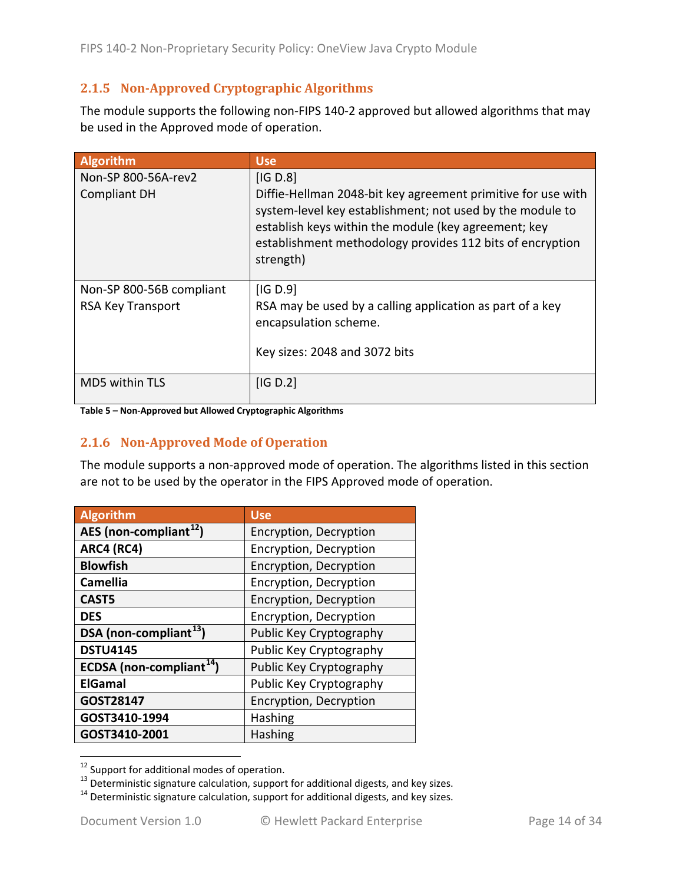### 2.1.5 Non-Approved Cryptographic Algorithms

The module supports the following non-FIPS 140-2 approved but allowed algorithms that may be used in the Approved mode of operation.

| Algorithm | Use |
|---|---|
| Non-SP 800-56A-rev2 Compliant DH | [IG D.8] Diffie-Hellman 2048-bit key agreement primitive for use with system-level key establishment; not used by the module to establish keys within the module (key agreement; key establishment methodology provides 112 bits of encryption strength) |
| Non-SP 800-56B compliant RSA Key Transport | [IG D.9] RSA may be used by a calling application as part of a key encapsulation scheme. Key sizes: 2048 and 3072 bits |
| MD5 within TLS | [IG D.2] |

**Table 5 – Non-Approved but Allowed Cryptographic Algorithms**

### 2.1.6 Non-Approved Mode of Operation

The module supports a non-approved mode of operation. The algorithms listed in this section are not to be used by the operator in the FIPS Approved mode of operation.

| Algorithm | Use |
|---|---|
| **AES (non-compliant[12])** | Encryption, Decryption |
| **ARC4 (RC4)** | Encryption, Decryption |
| **Blowfish** | Encryption, Decryption |
| **Camellia** | Encryption, Decryption |
| **CAST5** | Encryption, Decryption |
| **DES** | Encryption, Decryption |
| **DSA (non-compliant[13])** | Public Key Cryptography |
| **DSTU4145** | Public Key Cryptography |
| **ECDSA (non-compliant[14])** | Public Key Cryptography |
| **ElGamal** | Public Key Cryptography |
| **GOST28147** | Encryption, Decryption |
| **GOST3410-1994** | Hashing |
| **GOST3410-2001** | Hashing |

[12] Support for additional modes of operation.
[13] Deterministic signature calculation, support for additional digests, and key sizes.
[14] Deterministic signature calculation, support for additional digests, and key sizes.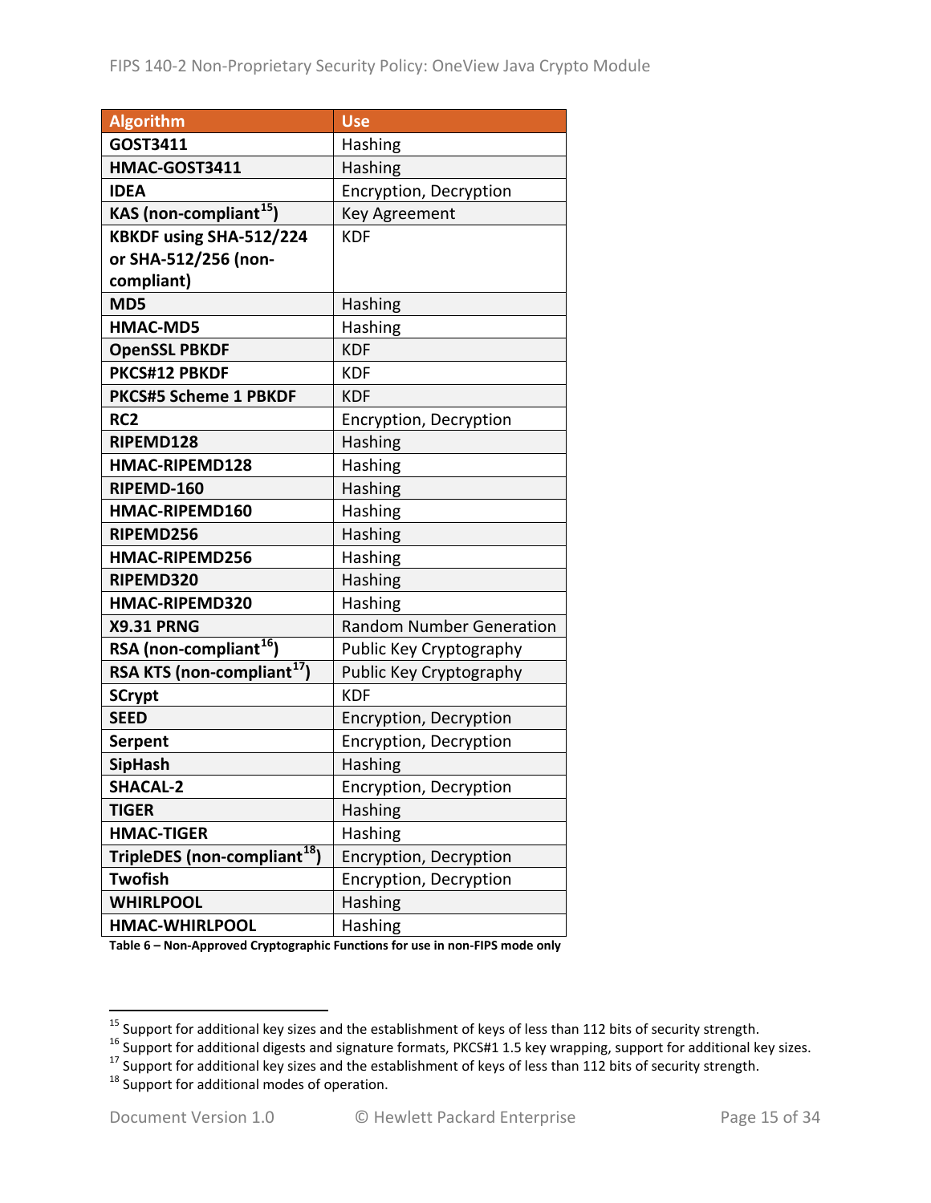| Algorithm | Use |
|---|---|
| **GOST3411** | Hashing |
| **HMAC-GOST3411** | Hashing |
| **IDEA** | Encryption, Decryption |
| **KAS (non-compliant[15])** | Key Agreement |
| **KBKDF using SHA-512/224 or SHA-512/256 (non-compliant)** | KDF |
| **MD5** | Hashing |
| **HMAC-MD5** | Hashing |
| **OpenSSL PBKDF** | KDF |
| **PKCS#12 PBKDF** | KDF |
| **PKCS#5 Scheme 1 PBKDF** | KDF |
| **RC2** | Encryption, Decryption |
| **RIPEMD128** | Hashing |
| **HMAC-RIPEMD128** | Hashing |
| **RIPEMD-160** | Hashing |
| **HMAC-RIPEMD160** | Hashing |
| **RIPEMD256** | Hashing |
| **HMAC-RIPEMD256** | Hashing |
| **RIPEMD320** | Hashing |
| **HMAC-RIPEMD320** | Hashing |
| **X9.31 PRNG** | Random Number Generation |
| **RSA (non-compliant[16])** | Public Key Cryptography |
| **RSA KTS (non-compliant[17])** | Public Key Cryptography |
| **SCrypt** | KDF |
| **SEED** | Encryption, Decryption |
| **Serpent** | Encryption, Decryption |
| **SipHash** | Hashing |
| **SHACAL-2** | Encryption, Decryption |
| **TIGER** | Hashing |
| **HMAC-TIGER** | Hashing |
| **TripleDES (non-compliant[18])** | Encryption, Decryption |
| **Twofish** | Encryption, Decryption |
| **WHIRLPOOL** | Hashing |
| **HMAC-WHIRLPOOL** | Hashing |

**Table 6 – Non-Approved Cryptographic Functions for use in non-FIPS mode only**

[15] Support for additional key sizes and the establishment of keys of less than 112 bits of security strength.
[16] Support for additional digests and signature formats, PKCS#1 1.5 key wrapping, support for additional key sizes.
[17] Support for additional key sizes and the establishment of keys of less than 112 bits of security strength.
[18] Support for additional modes of operation.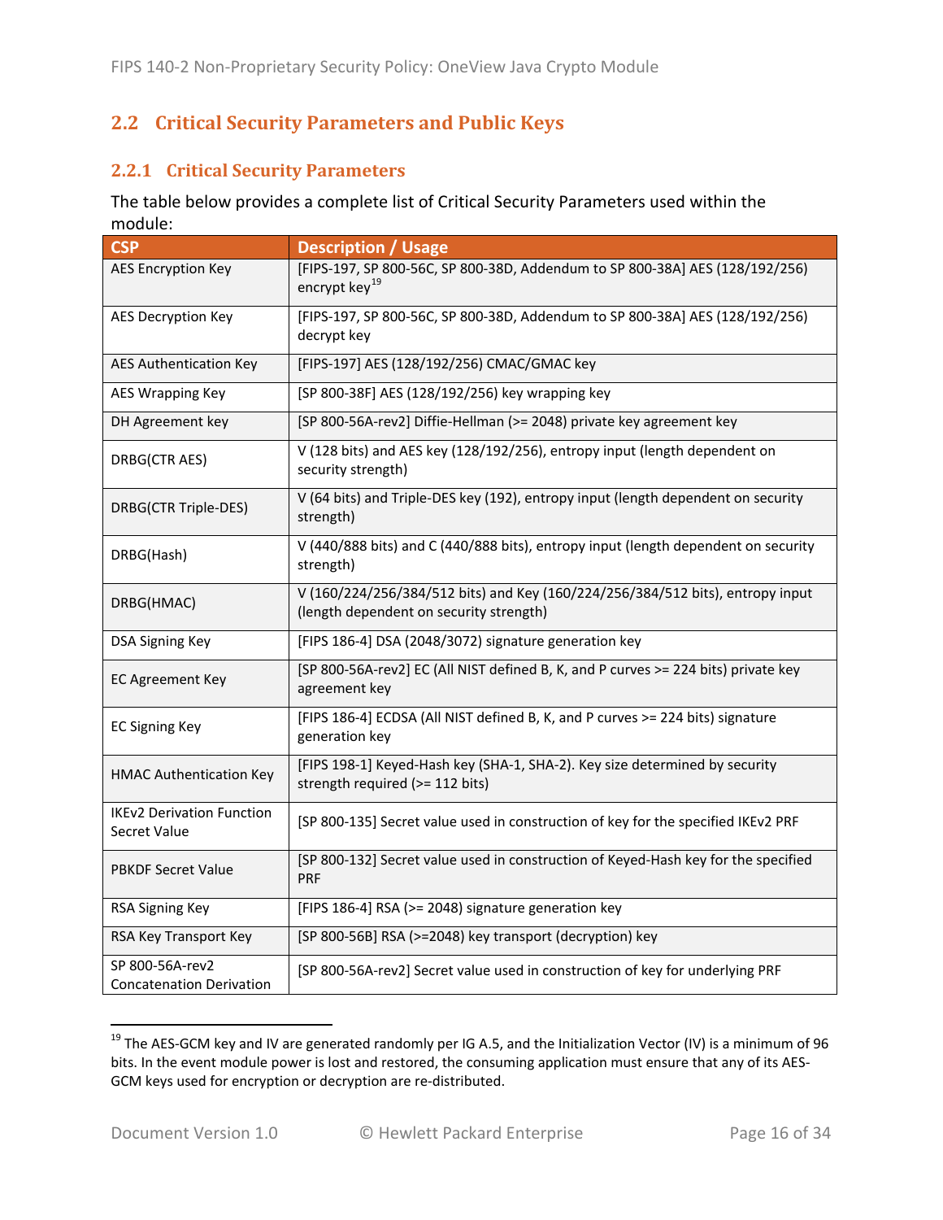## 2.2 Critical Security Parameters and Public Keys

### 2.2.1 Critical Security Parameters

The table below provides a complete list of Critical Security Parameters used within the module:

| CSP | Description / Usage |
|---|---|
| AES Encryption Key | [FIPS-197, SP 800-56C, SP 800-38D, Addendum to SP 800-38A] AES (128/192/256) encrypt key[19] |
| AES Decryption Key | [FIPS-197, SP 800-56C, SP 800-38D, Addendum to SP 800-38A] AES (128/192/256) decrypt key |
| AES Authentication Key | [FIPS-197] AES (128/192/256) CMAC/GMAC key |
| AES Wrapping Key | [SP 800-38F] AES (128/192/256) key wrapping key |
| DH Agreement key | [SP 800-56A-rev2] Diffie-Hellman (>= 2048) private key agreement key |
| DRBG(CTR AES) | V (128 bits) and AES key (128/192/256), entropy input (length dependent on security strength) |
| DRBG(CTR Triple-DES) | V (64 bits) and Triple-DES key (192), entropy input (length dependent on security strength) |
| DRBG(Hash) | V (440/888 bits) and C (440/888 bits), entropy input (length dependent on security strength) |
| DRBG(HMAC) | V (160/224/256/384/512 bits) and Key (160/224/256/384/512 bits), entropy input (length dependent on security strength) |
| DSA Signing Key | [FIPS 186-4] DSA (2048/3072) signature generation key |
| EC Agreement Key | [SP 800-56A-rev2] EC (All NIST defined B, K, and P curves >= 224 bits) private key agreement key |
| EC Signing Key | [FIPS 186-4] ECDSA (All NIST defined B, K, and P curves >= 224 bits) signature generation key |
| HMAC Authentication Key | [FIPS 198-1] Keyed-Hash key (SHA-1, SHA-2). Key size determined by security strength required (>= 112 bits) |
| IKEv2 Derivation Function Secret Value | [SP 800-135] Secret value used in construction of key for the specified IKEv2 PRF |
| PBKDF Secret Value | [SP 800-132] Secret value used in construction of Keyed-Hash key for the specified PRF |
| RSA Signing Key | [FIPS 186-4] RSA (>= 2048) signature generation key |
| RSA Key Transport Key | [SP 800-56B] RSA (>=2048) key transport (decryption) key |
| SP 800-56A-rev2 Concatenation Derivation | [SP 800-56A-rev2] Secret value used in construction of key for underlying PRF |

[19] The AES-GCM key and IV are generated randomly per IG A.5, and the Initialization Vector (IV) is a minimum of 96 bits. In the event module power is lost and restored, the consuming application must ensure that any of its AES-GCM keys used for encryption or decryption are re-distributed.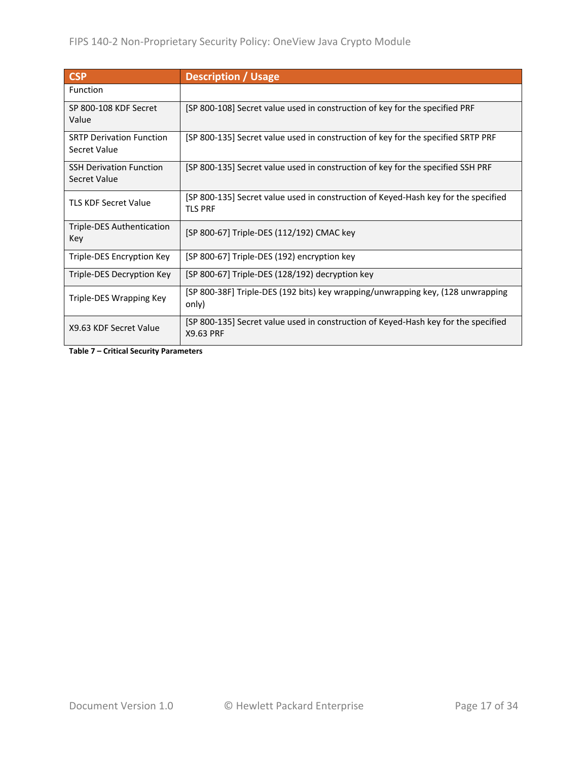| CSP | Description / Usage |
|---|---|
| Function | |
| SP 800-108 KDF Secret Value | [SP 800-108] Secret value used in construction of key for the specified PRF |
| SRTP Derivation Function Secret Value | [SP 800-135] Secret value used in construction of key for the specified SRTP PRF |
| SSH Derivation Function Secret Value | [SP 800-135] Secret value used in construction of key for the specified SSH PRF |
| TLS KDF Secret Value | [SP 800-135] Secret value used in construction of Keyed-Hash key for the specified TLS PRF |
| Triple-DES Authentication Key | [SP 800-67] Triple-DES (112/192) CMAC key |
| Triple-DES Encryption Key | [SP 800-67] Triple-DES (192) encryption key |
| Triple-DES Decryption Key | [SP 800-67] Triple-DES (128/192) decryption key |
| Triple-DES Wrapping Key | [SP 800-38F] Triple-DES (192 bits) key wrapping/unwrapping key, (128 unwrapping only) |
| X9.63 KDF Secret Value | [SP 800-135] Secret value used in construction of Keyed-Hash key for the specified X9.63 PRF |

**Table 7 – Critical Security Parameters**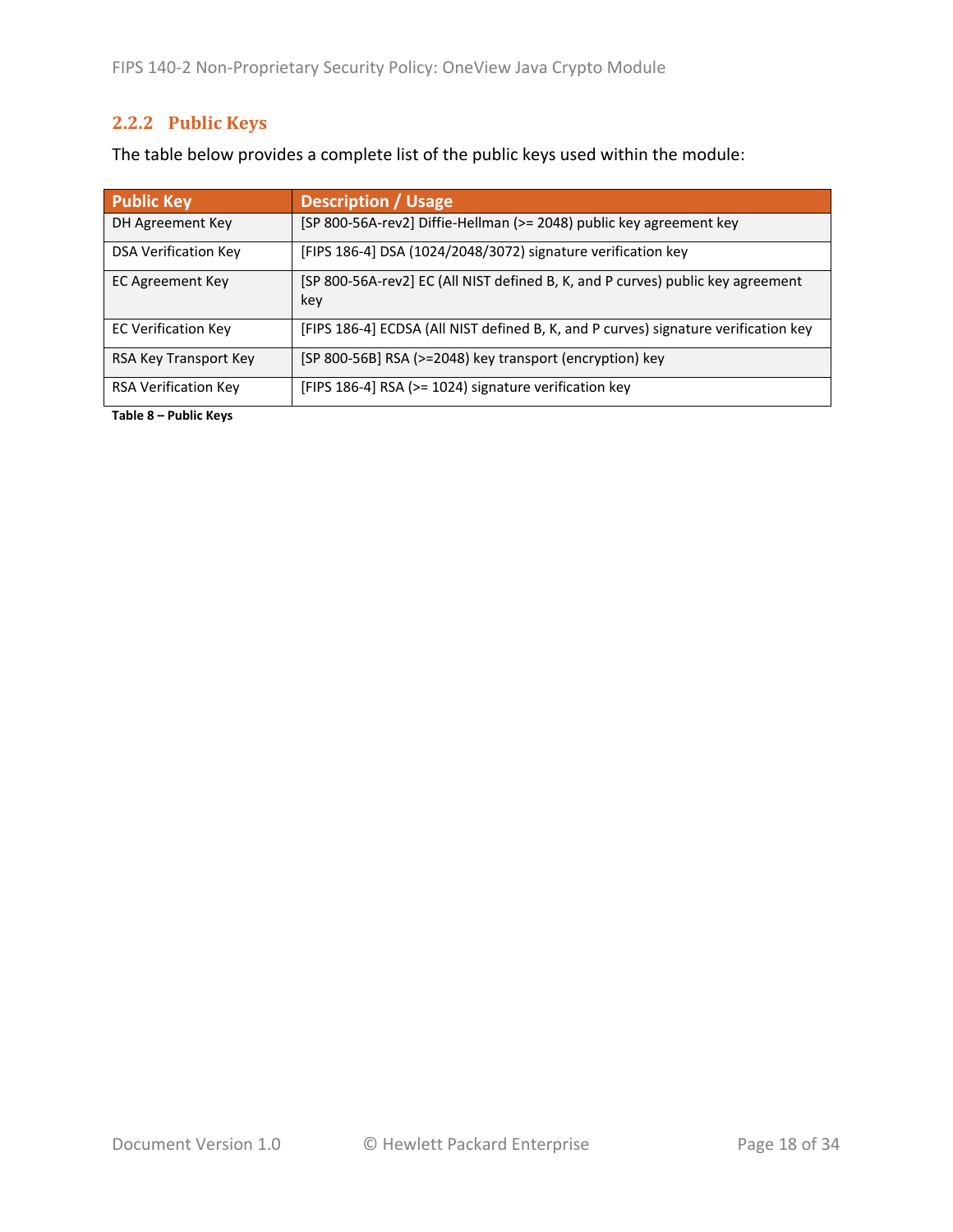### 2.2.2 Public Keys

The table below provides a complete list of the public keys used within the module:

| Public Key | Description / Usage |
|---|---|
| DH Agreement Key | [SP 800-56A-rev2] Diffie-Hellman (>= 2048) public key agreement key |
| DSA Verification Key | [FIPS 186-4] DSA (1024/2048/3072) signature verification key |
| EC Agreement Key | [SP 800-56A-rev2] EC (All NIST defined B, K, and P curves) public key agreement key |
| EC Verification Key | [FIPS 186-4] ECDSA (All NIST defined B, K, and P curves) signature verification key |
| RSA Key Transport Key | [SP 800-56B] RSA (>=2048) key transport (encryption) key |
| RSA Verification Key | [FIPS 186-4] RSA (>= 1024) signature verification key |

**Table 8 – Public Keys**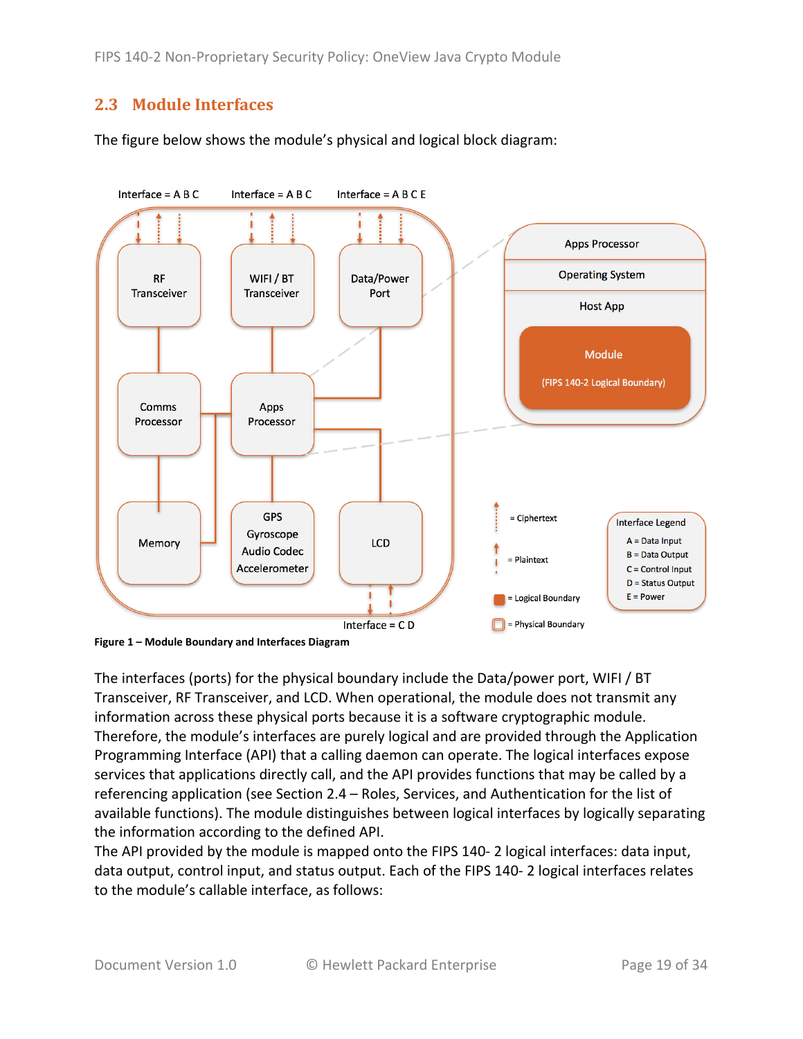## 2.3 Module Interfaces

The figure below shows the module's physical and logical block diagram:

**Figure 1 – Module Boundary and Interfaces Diagram**

The interfaces (ports) for the physical boundary include the Data/power port, WIFI / BT Transceiver, RF Transceiver, and LCD. When operational, the module does not transmit any information across these physical ports because it is a software cryptographic module. Therefore, the module's interfaces are purely logical and are provided through the Application Programming Interface (API) that a calling daemon can operate. The logical interfaces expose services that applications directly call, and the API provides functions that may be called by a referencing application (see Section 2.4 – Roles, Services, and Authentication for the list of available functions). The module distinguishes between logical interfaces by logically separating the information according to the defined API.
The API provided by the module is mapped onto the FIPS 140- 2 logical interfaces: data input, data output, control input, and status output. Each of the FIPS 140- 2 logical interfaces relates to the module's callable interface, as follows: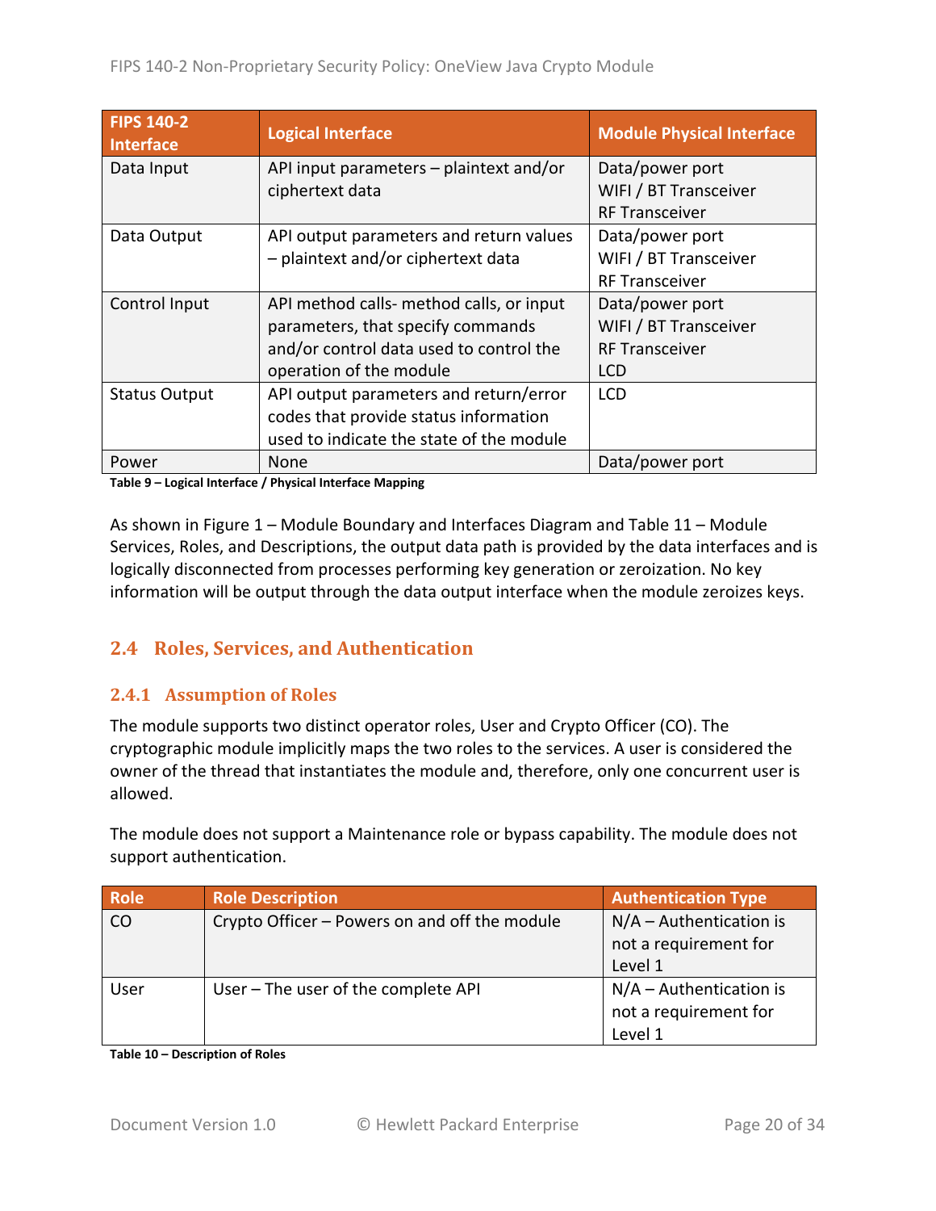| FIPS 140-2 Interface | Logical Interface | Module Physical Interface |
|---|---|---|
| Data Input | API input parameters – plaintext and/or ciphertext data | Data/power port<br>WIFI / BT Transceiver<br>RF Transceiver |
| Data Output | API output parameters and return values – plaintext and/or ciphertext data | Data/power port<br>WIFI / BT Transceiver<br>RF Transceiver |
| Control Input | API method calls- method calls, or input parameters, that specify commands and/or control data used to control the operation of the module | Data/power port<br>WIFI / BT Transceiver<br>RF Transceiver<br>LCD |
| Status Output | API output parameters and return/error codes that provide status information used to indicate the state of the module | LCD |
| Power | None | Data/power port |

**Table 9 – Logical Interface / Physical Interface Mapping**

As shown in Figure 1 – Module Boundary and Interfaces Diagram and Table 11 – Module Services, Roles, and Descriptions, the output data path is provided by the data interfaces and is logically disconnected from processes performing key generation or zeroization. No key information will be output through the data output interface when the module zeroizes keys.

## 2.4 Roles, Services, and Authentication

### 2.4.1 Assumption of Roles

The module supports two distinct operator roles, User and Crypto Officer (CO). The cryptographic module implicitly maps the two roles to the services. A user is considered the owner of the thread that instantiates the module and, therefore, only one concurrent user is allowed.

The module does not support a Maintenance role or bypass capability. The module does not support authentication.

| Role | Role Description | Authentication Type |
|---|---|---|
| CO | Crypto Officer – Powers on and off the module | N/A – Authentication is not a requirement for Level 1 |
| User | User – The user of the complete API | N/A – Authentication is not a requirement for Level 1 |

**Table 10 – Description of Roles**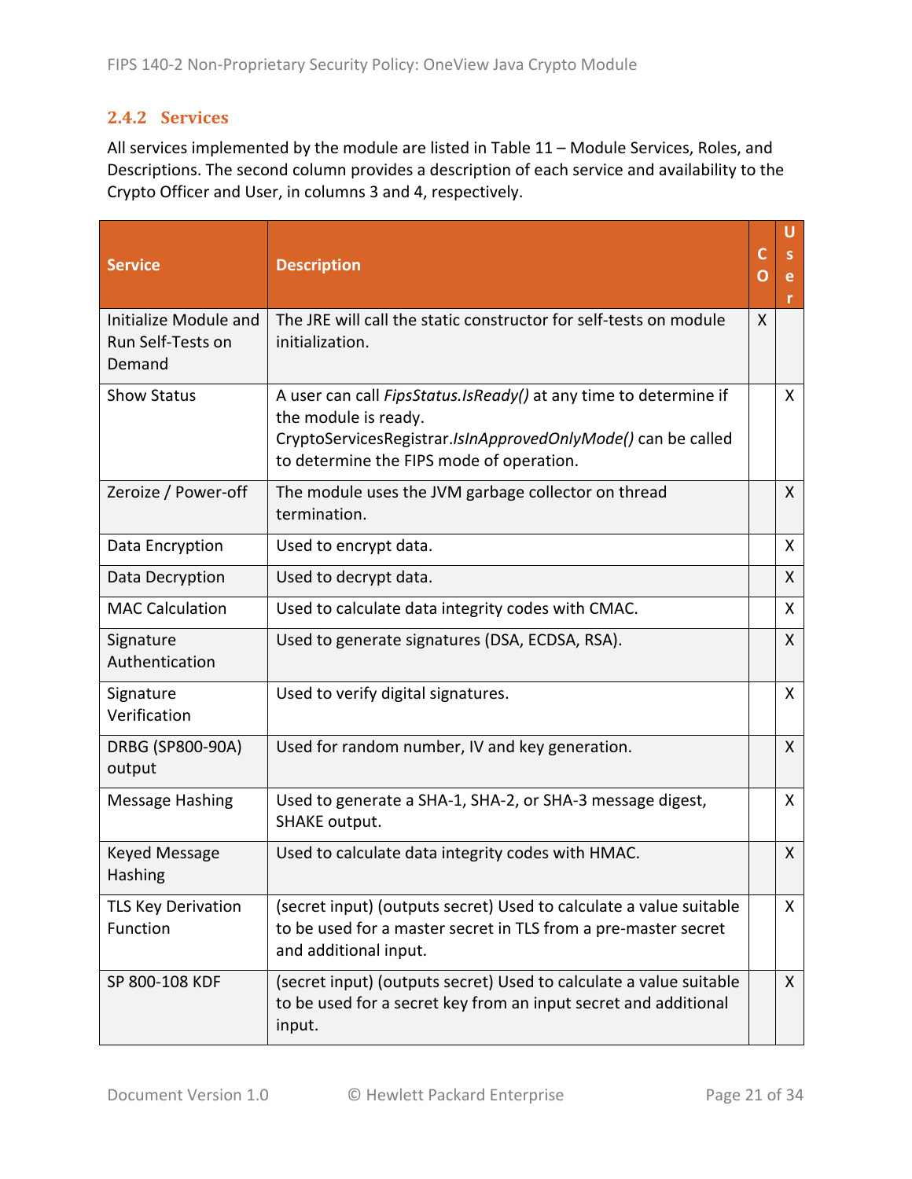### 2.4.2 Services

All services implemented by the module are listed in Table 11 – Module Services, Roles, and Descriptions. The second column provides a description of each service and availability to the Crypto Officer and User, in columns 3 and 4, respectively.

| Service | Description | CO | User |
|---|---|---|---|
| Initialize Module and Run Self-Tests on Demand | The JRE will call the static constructor for self-tests on module initialization. | X | |
| Show Status | A user can call *FipsStatus.IsReady()* at any time to determine if the module is ready. CryptoServicesRegistrar.*IsInApprovedOnlyMode()* can be called to determine the FIPS mode of operation. | | X |
| Zeroize / Power-off | The module uses the JVM garbage collector on thread termination. | | X |
| Data Encryption | Used to encrypt data. | | X |
| Data Decryption | Used to decrypt data. | | X |
| MAC Calculation | Used to calculate data integrity codes with CMAC. | | X |
| Signature Authentication | Used to generate signatures (DSA, ECDSA, RSA). | | X |
| Signature Verification | Used to verify digital signatures. | | X |
| DRBG (SP800-90A) output | Used for random number, IV and key generation. | | X |
| Message Hashing | Used to generate a SHA-1, SHA-2, or SHA-3 message digest, SHAKE output. | | X |
| Keyed Message Hashing | Used to calculate data integrity codes with HMAC. | | X |
| TLS Key Derivation Function | (secret input) (outputs secret) Used to calculate a value suitable to be used for a master secret in TLS from a pre-master secret and additional input. | | X |
| SP 800-108 KDF | (secret input) (outputs secret) Used to calculate a value suitable to be used for a secret key from an input secret and additional input. | | X |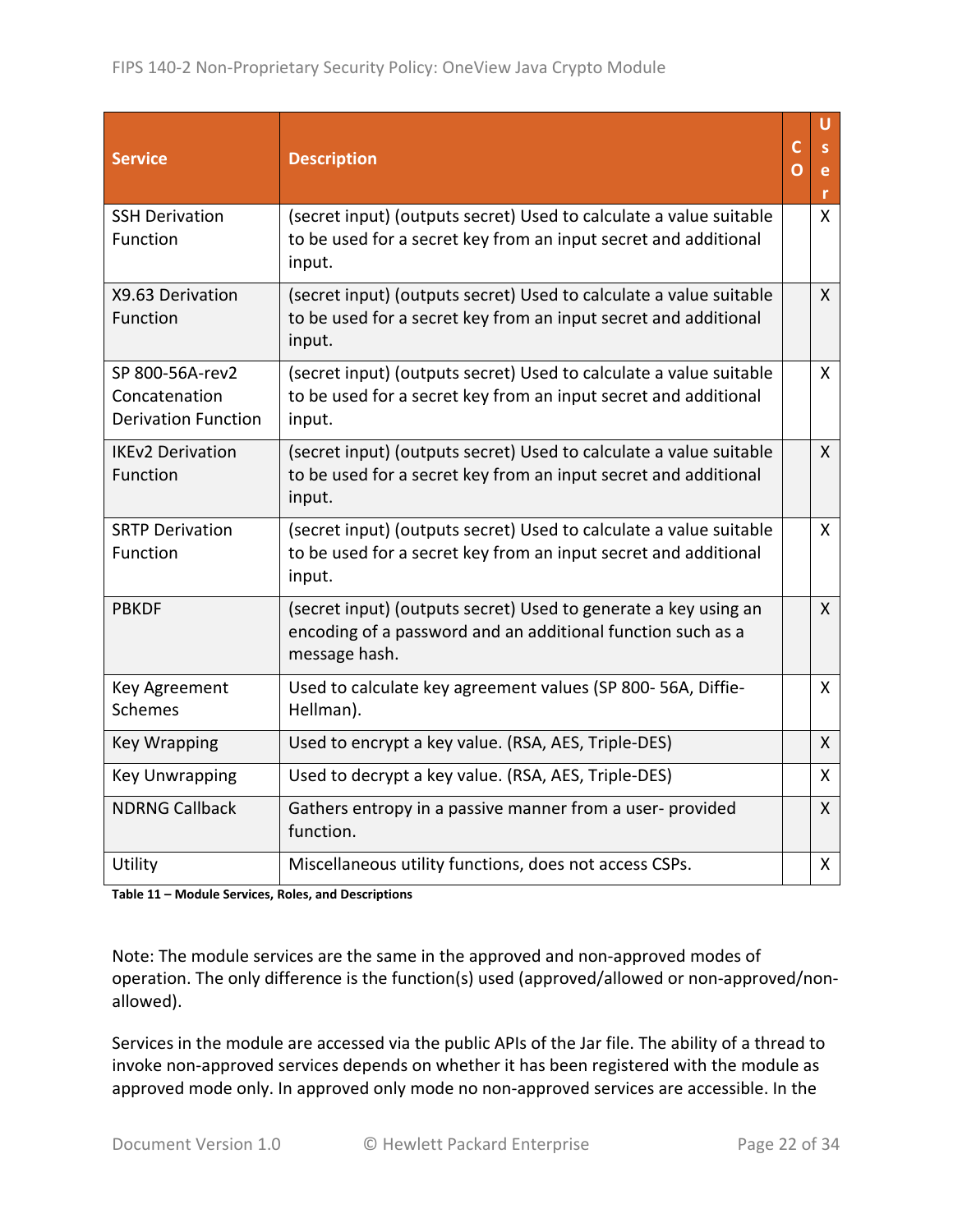| Service | Description | CO | User |
|---|---|---|---|
| SSH Derivation Function | (secret input) (outputs secret) Used to calculate a value suitable to be used for a secret key from an input secret and additional input. | | X |
| X9.63 Derivation Function | (secret input) (outputs secret) Used to calculate a value suitable to be used for a secret key from an input secret and additional input. | | X |
| SP 800-56A-rev2 Concatenation Derivation Function | (secret input) (outputs secret) Used to calculate a value suitable to be used for a secret key from an input secret and additional input. | | X |
| IKEv2 Derivation Function | (secret input) (outputs secret) Used to calculate a value suitable to be used for a secret key from an input secret and additional input. | | X |
| SRTP Derivation Function | (secret input) (outputs secret) Used to calculate a value suitable to be used for a secret key from an input secret and additional input. | | X |
| PBKDF | (secret input) (outputs secret) Used to generate a key using an encoding of a password and an additional function such as a message hash. | | X |
| Key Agreement Schemes | Used to calculate key agreement values (SP 800- 56A, Diffie-Hellman). | | X |
| Key Wrapping | Used to encrypt a key value. (RSA, AES, Triple-DES) | | X |
| Key Unwrapping | Used to decrypt a key value. (RSA, AES, Triple-DES) | | X |
| NDRNG Callback | Gathers entropy in a passive manner from a user- provided function. | | X |
| Utility | Miscellaneous utility functions, does not access CSPs. | | X |

**Table 11 – Module Services, Roles, and Descriptions**

Note: The module services are the same in the approved and non-approved modes of operation. The only difference is the function(s) used (approved/allowed or non-approved/non-allowed).

Services in the module are accessed via the public APIs of the Jar file. The ability of a thread to invoke non-approved services depends on whether it has been registered with the module as approved mode only. In approved only mode no non-approved services are accessible. In the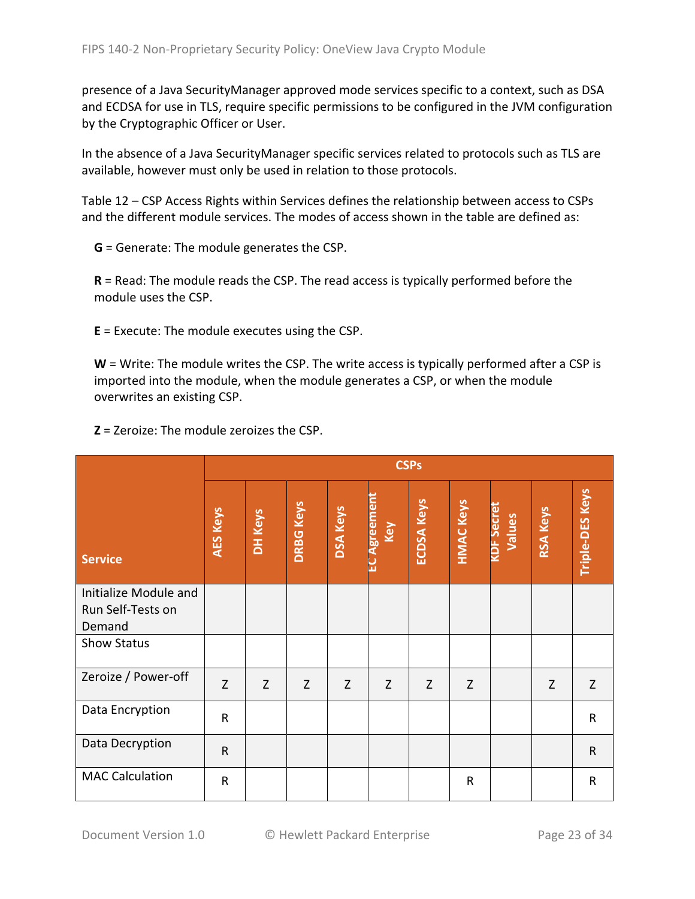presence of a Java SecurityManager approved mode services specific to a context, such as DSA and ECDSA for use in TLS, require specific permissions to be configured in the JVM configuration by the Cryptographic Officer or User.

In the absence of a Java SecurityManager specific services related to protocols such as TLS are available, however must only be used in relation to those protocols.

Table 12 – CSP Access Rights within Services defines the relationship between access to CSPs and the different module services. The modes of access shown in the table are defined as:

**G** = Generate: The module generates the CSP.

**R** = Read: The module reads the CSP. The read access is typically performed before the module uses the CSP.

**E** = Execute: The module executes using the CSP.

**W** = Write: The module writes the CSP. The write access is typically performed after a CSP is imported into the module, when the module generates a CSP, or when the module overwrites an existing CSP.

**Z** = Zeroize: The module zeroizes the CSP.

| Service | CSPs | | | | | | | | | |
|---|---|---|---|---|---|---|---|---|---|---|
| | AES Keys | DH Keys | DRBG Keys | DSA Keys | EC Agreement Key | ECDSA Keys | HMAC Keys | KDF Secret Values | RSA Keys | Triple-DES Keys |
| Initialize Module and Run Self-Tests on Demand | | | | | | | | | | |
| Show Status | | | | | | | | | | |
| Zeroize / Power-off | Z | Z | Z | Z | Z | Z | Z | | Z | Z |
| Data Encryption | R | | | | | | | | | R |
| Data Decryption | R | | | | | | | | | R |
| MAC Calculation | R | | | | | | R | | | R |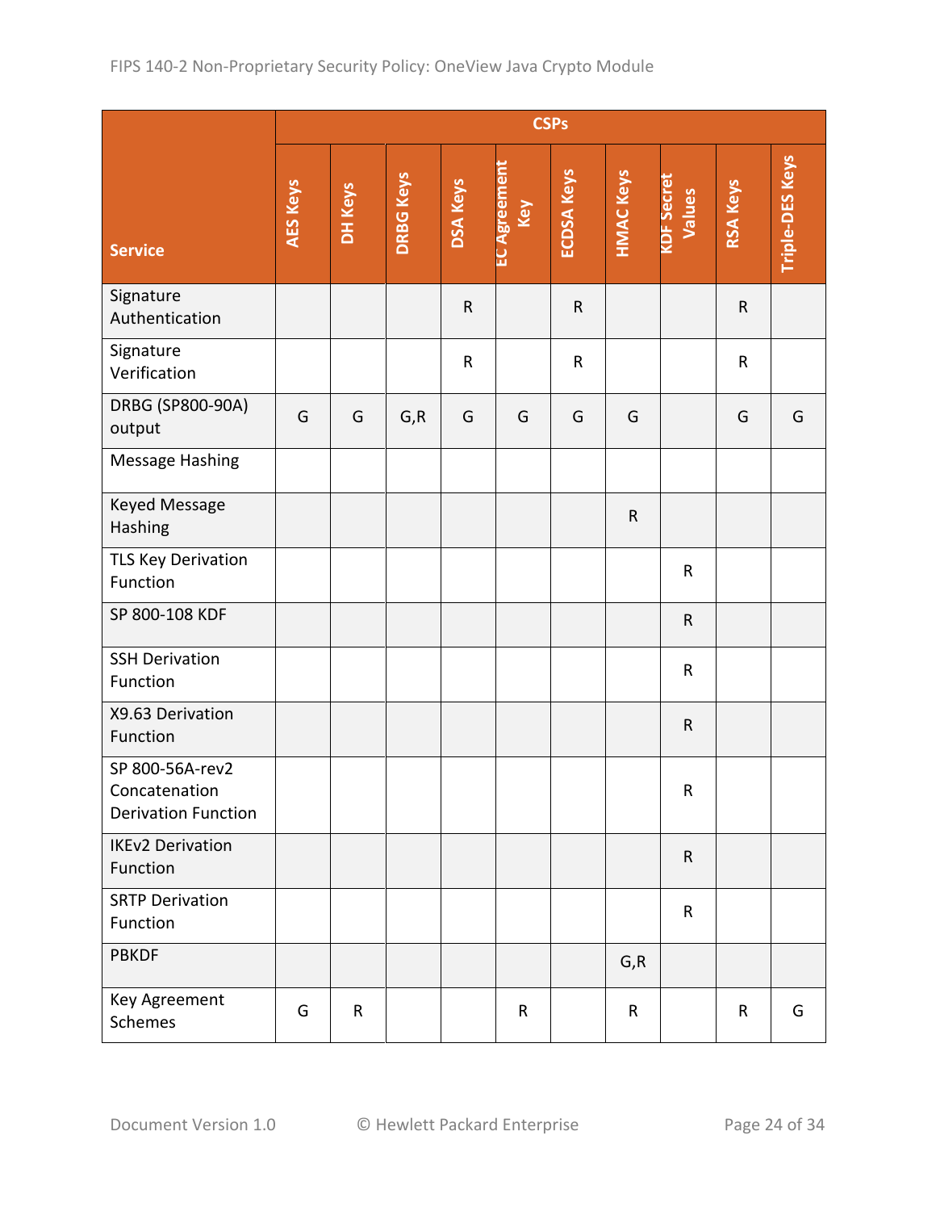| Service | CSPs | | | | | | | | | |
|---|---|---|---|---|---|---|---|---|---|---|
| | AES Keys | DH Keys | DRBG Keys | DSA Keys | EC Agreement Key | ECDSA Keys | HMAC Keys | KDF Secret Values | RSA Keys | Triple-DES Keys |
| Signature Authentication | | | | R | | R | | | R | |
| Signature Verification | | | | R | | R | | | R | |
| DRBG (SP800-90A) output | G | G | G,R | G | G | G | G | | G | G |
| Message Hashing | | | | | | | | | | |
| Keyed Message Hashing | | | | | | | R | | | |
| TLS Key Derivation Function | | | | | | | | R | | |
| SP 800-108 KDF | | | | | | | | R | | |
| SSH Derivation Function | | | | | | | | R | | |
| X9.63 Derivation Function | | | | | | | | R | | |
| SP 800-56A-rev2 Concatenation Derivation Function | | | | | | | | R | | |
| IKEv2 Derivation Function | | | | | | | | R | | |
| SRTP Derivation Function | | | | | | | | R | | |
| PBKDF | | | | | | | G,R | | | |
| Key Agreement Schemes | G | R | | | R | | R | | R | G |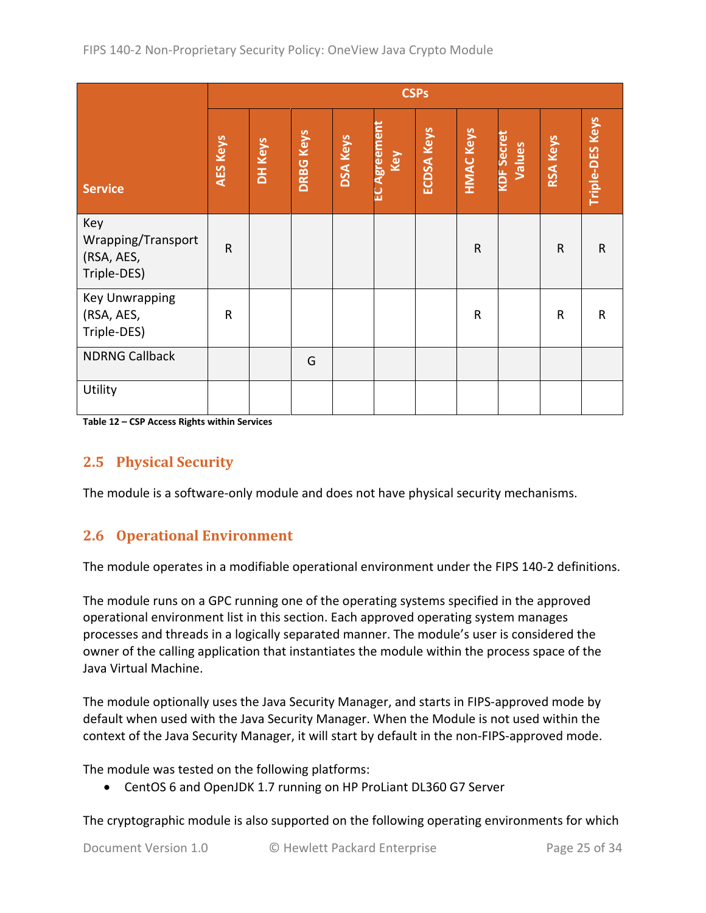| Service | CSPs | | | | | | | | | |
|---|---|---|---|---|---|---|---|---|---|---|
| | AES Keys | DH Keys | DRBG Keys | DSA Keys | EC Agreement Key | ECDSA Keys | HMAC Keys | KDF Secret Values | RSA Keys | Triple-DES Keys |
| Key Wrapping/Transport (RSA, AES, Triple-DES) | R | | | | | | R | | R | R |
| Key Unwrapping (RSA, AES, Triple-DES) | R | | | | | | R | | R | R |
| NDRNG Callback | | | G | | | | | | | |
| Utility | | | | | | | | | | |

**Table 12 – CSP Access Rights within Services**

## 2.5 Physical Security

The module is a software-only module and does not have physical security mechanisms.

## 2.6 Operational Environment

The module operates in a modifiable operational environment under the FIPS 140-2 definitions.

The module runs on a GPC running one of the operating systems specified in the approved operational environment list in this section. Each approved operating system manages processes and threads in a logically separated manner. The module's user is considered the owner of the calling application that instantiates the module within the process space of the Java Virtual Machine.

The module optionally uses the Java Security Manager, and starts in FIPS-approved mode by default when used with the Java Security Manager. When the Module is not used within the context of the Java Security Manager, it will start by default in the non-FIPS-approved mode.

The module was tested on the following platforms:

- CentOS 6 and OpenJDK 1.7 running on HP ProLiant DL360 G7 Server

The cryptographic module is also supported on the following operating environments for which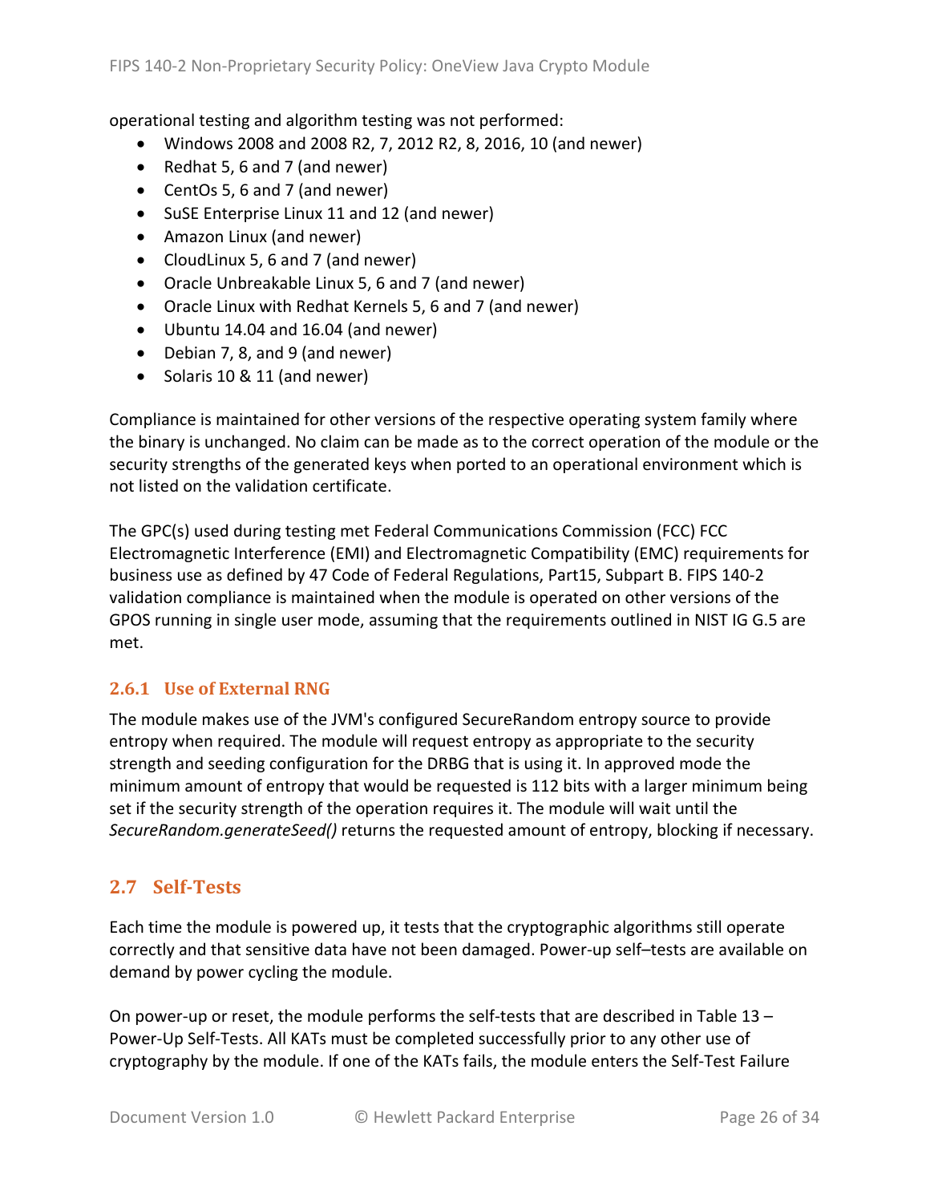operational testing and algorithm testing was not performed:

- Windows 2008 and 2008 R2, 7, 2012 R2, 8, 2016, 10 (and newer)
- Redhat 5, 6 and 7 (and newer)
- CentOs 5, 6 and 7 (and newer)
- SuSE Enterprise Linux 11 and 12 (and newer)
- Amazon Linux (and newer)
- CloudLinux 5, 6 and 7 (and newer)
- Oracle Unbreakable Linux 5, 6 and 7 (and newer)
- Oracle Linux with Redhat Kernels 5, 6 and 7 (and newer)
- Ubuntu 14.04 and 16.04 (and newer)
- Debian 7, 8, and 9 (and newer)
- Solaris 10 & 11 (and newer)

Compliance is maintained for other versions of the respective operating system family where the binary is unchanged. No claim can be made as to the correct operation of the module or the security strengths of the generated keys when ported to an operational environment which is not listed on the validation certificate.

The GPC(s) used during testing met Federal Communications Commission (FCC) FCC Electromagnetic Interference (EMI) and Electromagnetic Compatibility (EMC) requirements for business use as defined by 47 Code of Federal Regulations, Part15, Subpart B. FIPS 140-2 validation compliance is maintained when the module is operated on other versions of the GPOS running in single user mode, assuming that the requirements outlined in NIST IG G.5 are met.

### 2.6.1 Use of External RNG

The module makes use of the JVM's configured SecureRandom entropy source to provide entropy when required. The module will request entropy as appropriate to the security strength and seeding configuration for the DRBG that is using it. In approved mode the minimum amount of entropy that would be requested is 112 bits with a larger minimum being set if the security strength of the operation requires it. The module will wait until the *SecureRandom.generateSeed()* returns the requested amount of entropy, blocking if necessary.

## 2.7 Self-Tests

Each time the module is powered up, it tests that the cryptographic algorithms still operate correctly and that sensitive data have not been damaged. Power-up self–tests are available on demand by power cycling the module.

On power-up or reset, the module performs the self-tests that are described in Table 13 – Power-Up Self-Tests. All KATs must be completed successfully prior to any other use of cryptography by the module. If one of the KATs fails, the module enters the Self-Test Failure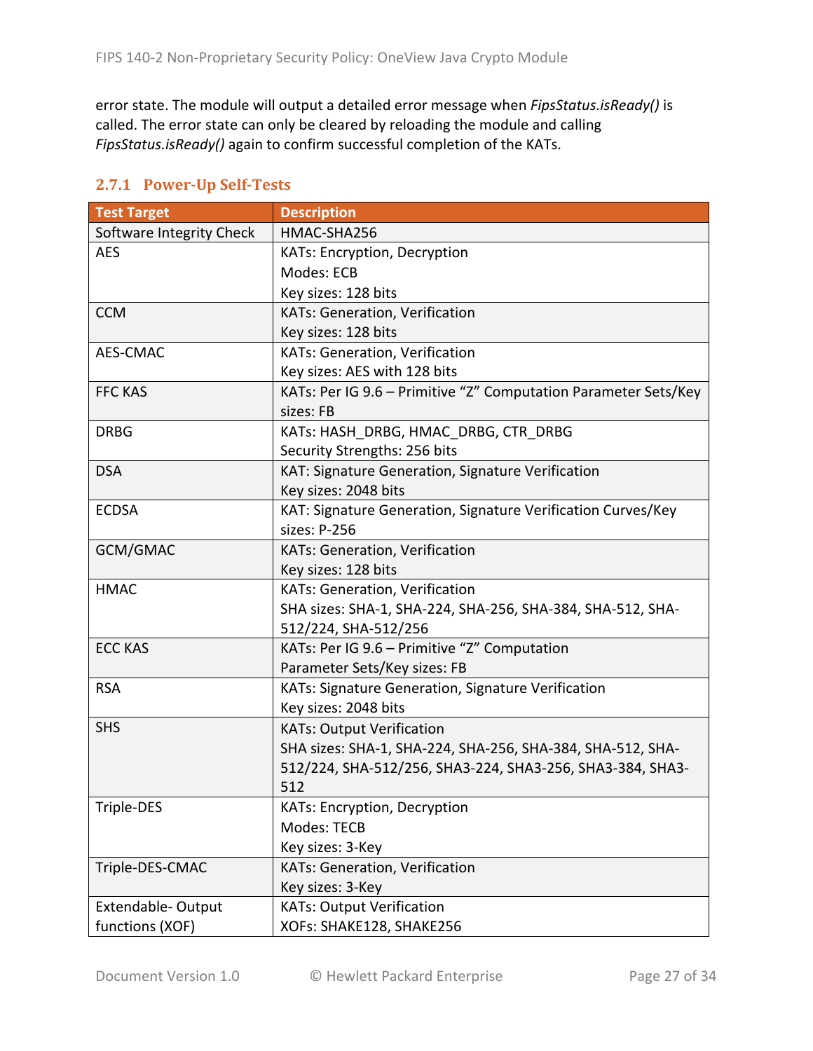error state. The module will output a detailed error message when *FipsStatus.isReady()* is called. The error state can only be cleared by reloading the module and calling *FipsStatus.isReady()* again to confirm successful completion of the KATs.

### 2.7.1 Power-Up Self-Tests

| Test Target | Description |
|---|---|
| Software Integrity Check | HMAC-SHA256 |
| AES | KATs: Encryption, Decryption<br>Modes: ECB<br>Key sizes: 128 bits |
| CCM | KATs: Generation, Verification<br>Key sizes: 128 bits |
| AES-CMAC | KATs: Generation, Verification<br>Key sizes: AES with 128 bits |
| FFC KAS | KATs: Per IG 9.6 – Primitive “Z” Computation Parameter Sets/Key sizes: FB |
| DRBG | KATs: HASH_DRBG, HMAC_DRBG, CTR_DRBG<br>Security Strengths: 256 bits |
| DSA | KAT: Signature Generation, Signature Verification<br>Key sizes: 2048 bits |
| ECDSA | KAT: Signature Generation, Signature Verification Curves/Key sizes: P-256 |
| GCM/GMAC | KATs: Generation, Verification<br>Key sizes: 128 bits |
| HMAC | KATs: Generation, Verification<br>SHA sizes: SHA-1, SHA-224, SHA-256, SHA-384, SHA-512, SHA-512/224, SHA-512/256 |
| ECC KAS | KATs: Per IG 9.6 – Primitive “Z” Computation<br>Parameter Sets/Key sizes: FB |
| RSA | KATs: Signature Generation, Signature Verification<br>Key sizes: 2048 bits |
| SHS | KATs: Output Verification<br>SHA sizes: SHA-1, SHA-224, SHA-256, SHA-384, SHA-512, SHA-512/224, SHA-512/256, SHA3-224, SHA3-256, SHA3-384, SHA3-512 |
| Triple-DES | KATs: Encryption, Decryption<br>Modes: TECB<br>Key sizes: 3-Key |
| Triple-DES-CMAC | KATs: Generation, Verification<br>Key sizes: 3-Key |
| Extendable- Output functions (XOF) | KATs: Output Verification<br>XOFs: SHAKE128, SHAKE256 |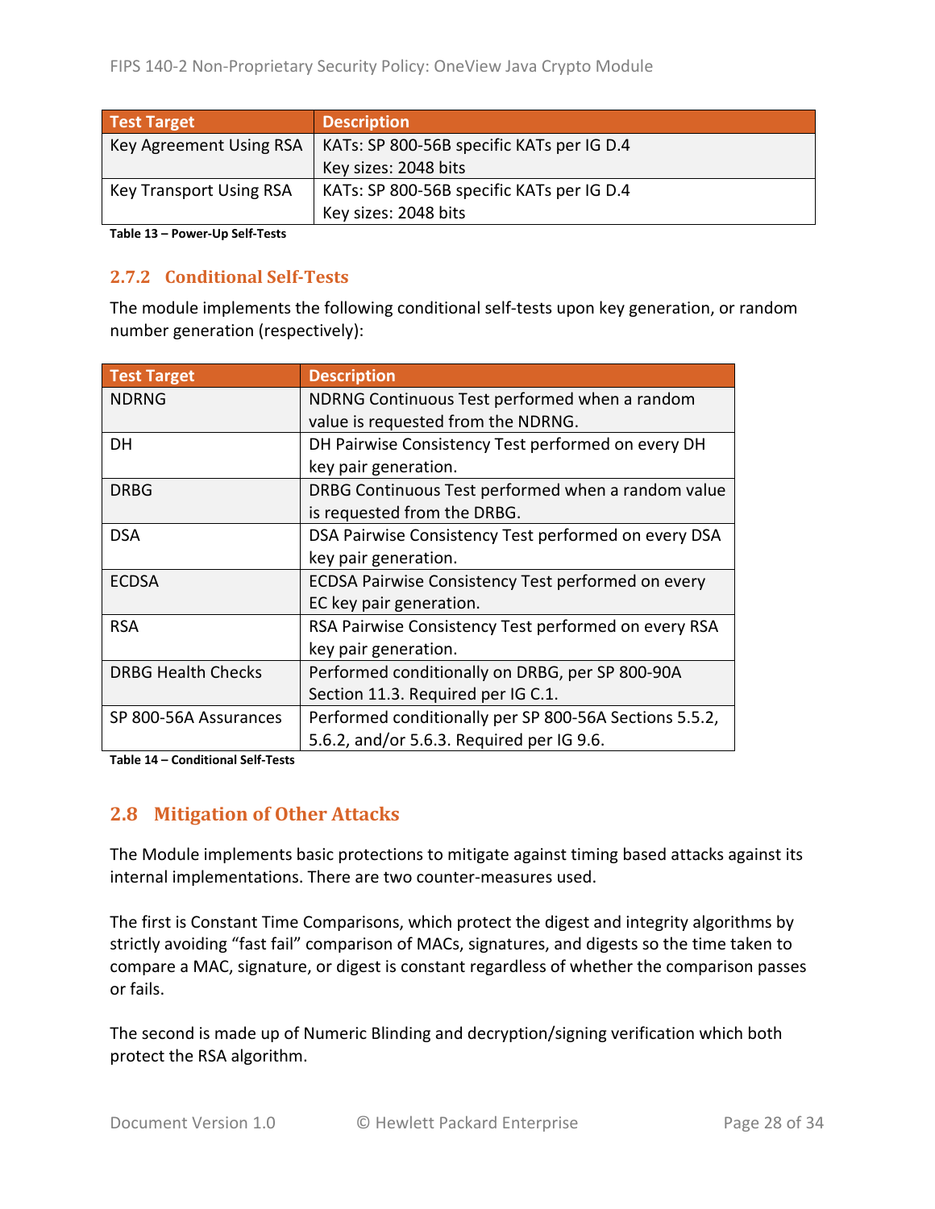| Test Target | Description |
|---|---|
| Key Agreement Using RSA | KATs: SP 800-56B specific KATs per IG D.4<br>Key sizes: 2048 bits |
| Key Transport Using RSA | KATs: SP 800-56B specific KATs per IG D.4<br>Key sizes: 2048 bits |

**Table 13 – Power-Up Self-Tests**

### 2.7.2 Conditional Self-Tests

The module implements the following conditional self-tests upon key generation, or random number generation (respectively):

| Test Target | Description |
|---|---|
| NDRNG | NDRNG Continuous Test performed when a random value is requested from the NDRNG. |
| DH | DH Pairwise Consistency Test performed on every DH key pair generation. |
| DRBG | DRBG Continuous Test performed when a random value is requested from the DRBG. |
| DSA | DSA Pairwise Consistency Test performed on every DSA key pair generation. |
| ECDSA | ECDSA Pairwise Consistency Test performed on every EC key pair generation. |
| RSA | RSA Pairwise Consistency Test performed on every RSA key pair generation. |
| DRBG Health Checks | Performed conditionally on DRBG, per SP 800-90A Section 11.3. Required per IG C.1. |
| SP 800-56A Assurances | Performed conditionally per SP 800-56A Sections 5.5.2, 5.6.2, and/or 5.6.3. Required per IG 9.6. |

**Table 14 – Conditional Self-Tests**

## 2.8 Mitigation of Other Attacks

The Module implements basic protections to mitigate against timing based attacks against its internal implementations. There are two counter-measures used.

The first is Constant Time Comparisons, which protect the digest and integrity algorithms by strictly avoiding "fast fail" comparison of MACs, signatures, and digests so the time taken to compare a MAC, signature, or digest is constant regardless of whether the comparison passes or fails.

The second is made up of Numeric Blinding and decryption/signing verification which both protect the RSA algorithm.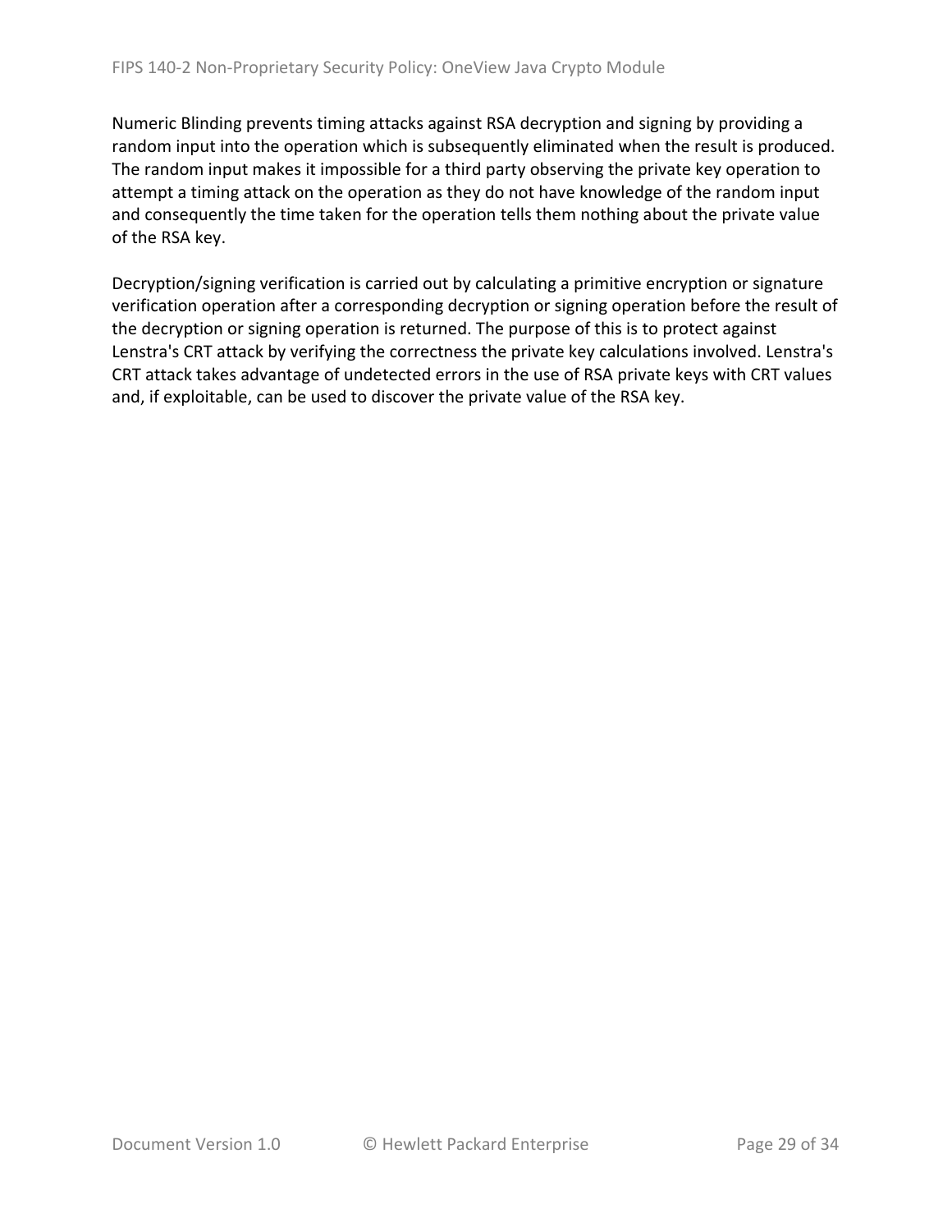Numeric Blinding prevents timing attacks against RSA decryption and signing by providing a random input into the operation which is subsequently eliminated when the result is produced. The random input makes it impossible for a third party observing the private key operation to attempt a timing attack on the operation as they do not have knowledge of the random input and consequently the time taken for the operation tells them nothing about the private value of the RSA key.

Decryption/signing verification is carried out by calculating a primitive encryption or signature verification operation after a corresponding decryption or signing operation before the result of the decryption or signing operation is returned. The purpose of this is to protect against Lenstra's CRT attack by verifying the correctness the private key calculations involved. Lenstra's CRT attack takes advantage of undetected errors in the use of RSA private keys with CRT values and, if exploitable, can be used to discover the private value of the RSA key.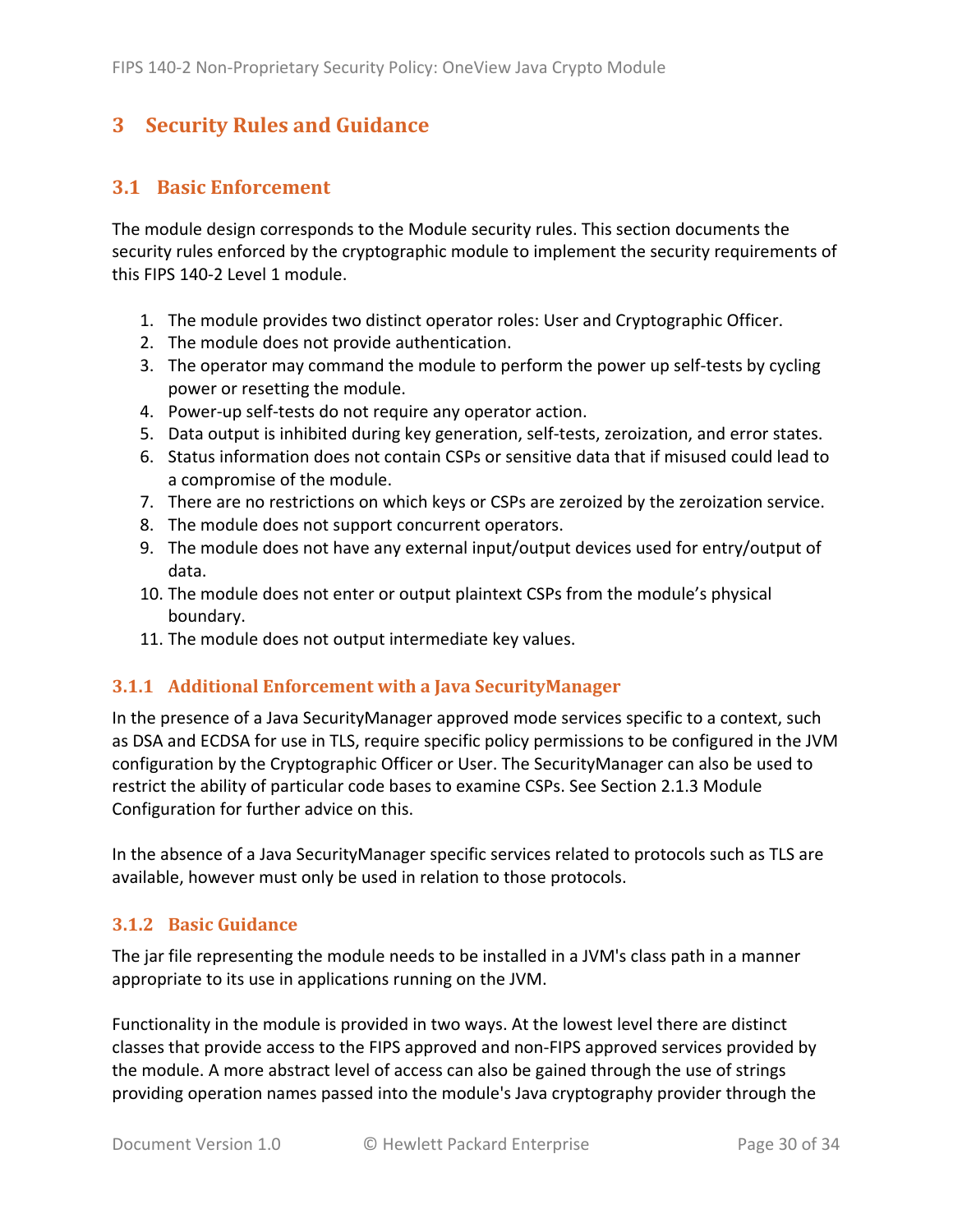# 3 Security Rules and Guidance

## 3.1 Basic Enforcement

The module design corresponds to the Module security rules. This section documents the security rules enforced by the cryptographic module to implement the security requirements of this FIPS 140-2 Level 1 module.

1. The module provides two distinct operator roles: User and Cryptographic Officer.
2. The module does not provide authentication.
3. The operator may command the module to perform the power up self-tests by cycling power or resetting the module.
4. Power-up self-tests do not require any operator action.
5. Data output is inhibited during key generation, self-tests, zeroization, and error states.
6. Status information does not contain CSPs or sensitive data that if misused could lead to a compromise of the module.
7. There are no restrictions on which keys or CSPs are zeroized by the zeroization service.
8. The module does not support concurrent operators.
9. The module does not have any external input/output devices used for entry/output of data.
10. The module does not enter or output plaintext CSPs from the module's physical boundary.
11. The module does not output intermediate key values.

### 3.1.1 Additional Enforcement with a Java SecurityManager

In the presence of a Java SecurityManager approved mode services specific to a context, such as DSA and ECDSA for use in TLS, require specific policy permissions to be configured in the JVM configuration by the Cryptographic Officer or User. The SecurityManager can also be used to restrict the ability of particular code bases to examine CSPs. See Section 2.1.3 Module Configuration for further advice on this.

In the absence of a Java SecurityManager specific services related to protocols such as TLS are available, however must only be used in relation to those protocols.

### 3.1.2 Basic Guidance

The jar file representing the module needs to be installed in a JVM's class path in a manner appropriate to its use in applications running on the JVM.

Functionality in the module is provided in two ways. At the lowest level there are distinct classes that provide access to the FIPS approved and non-FIPS approved services provided by the module. A more abstract level of access can also be gained through the use of strings providing operation names passed into the module's Java cryptography provider through the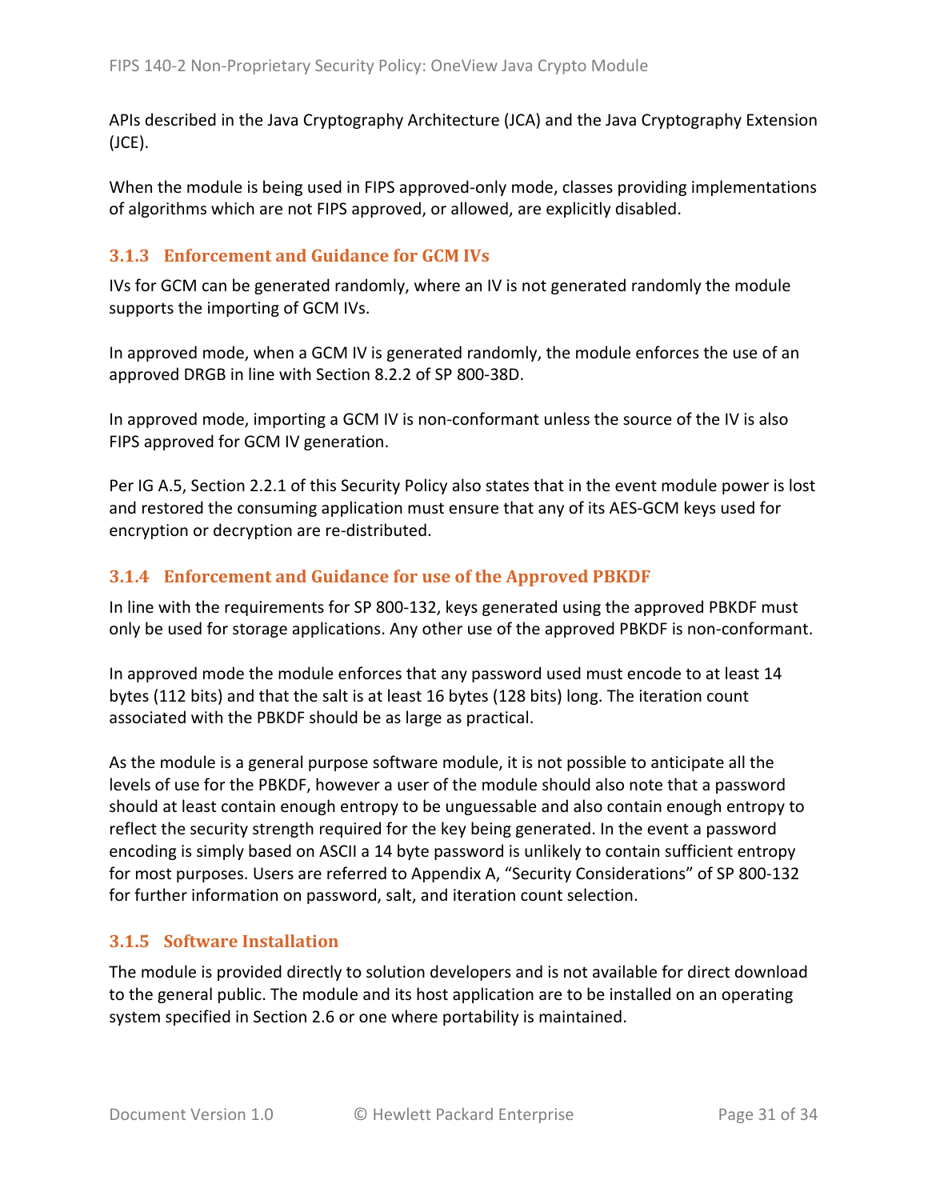APIs described in the Java Cryptography Architecture (JCA) and the Java Cryptography Extension (JCE).

When the module is being used in FIPS approved-only mode, classes providing implementations of algorithms which are not FIPS approved, or allowed, are explicitly disabled.

### 3.1.3 Enforcement and Guidance for GCM IVs

IVs for GCM can be generated randomly, where an IV is not generated randomly the module supports the importing of GCM IVs.

In approved mode, when a GCM IV is generated randomly, the module enforces the use of an approved DRGB in line with Section 8.2.2 of SP 800-38D.

In approved mode, importing a GCM IV is non-conformant unless the source of the IV is also FIPS approved for GCM IV generation.

Per IG A.5, Section 2.2.1 of this Security Policy also states that in the event module power is lost and restored the consuming application must ensure that any of its AES-GCM keys used for encryption or decryption are re-distributed.

### 3.1.4 Enforcement and Guidance for use of the Approved PBKDF

In line with the requirements for SP 800-132, keys generated using the approved PBKDF must only be used for storage applications. Any other use of the approved PBKDF is non-conformant.

In approved mode the module enforces that any password used must encode to at least 14 bytes (112 bits) and that the salt is at least 16 bytes (128 bits) long. The iteration count associated with the PBKDF should be as large as practical.

As the module is a general purpose software module, it is not possible to anticipate all the levels of use for the PBKDF, however a user of the module should also note that a password should at least contain enough entropy to be unguessable and also contain enough entropy to reflect the security strength required for the key being generated. In the event a password encoding is simply based on ASCII a 14 byte password is unlikely to contain sufficient entropy for most purposes. Users are referred to Appendix A, "Security Considerations" of SP 800-132 for further information on password, salt, and iteration count selection.

### 3.1.5 Software Installation

The module is provided directly to solution developers and is not available for direct download to the general public. The module and its host application are to be installed on an operating system specified in Section 2.6 or one where portability is maintained.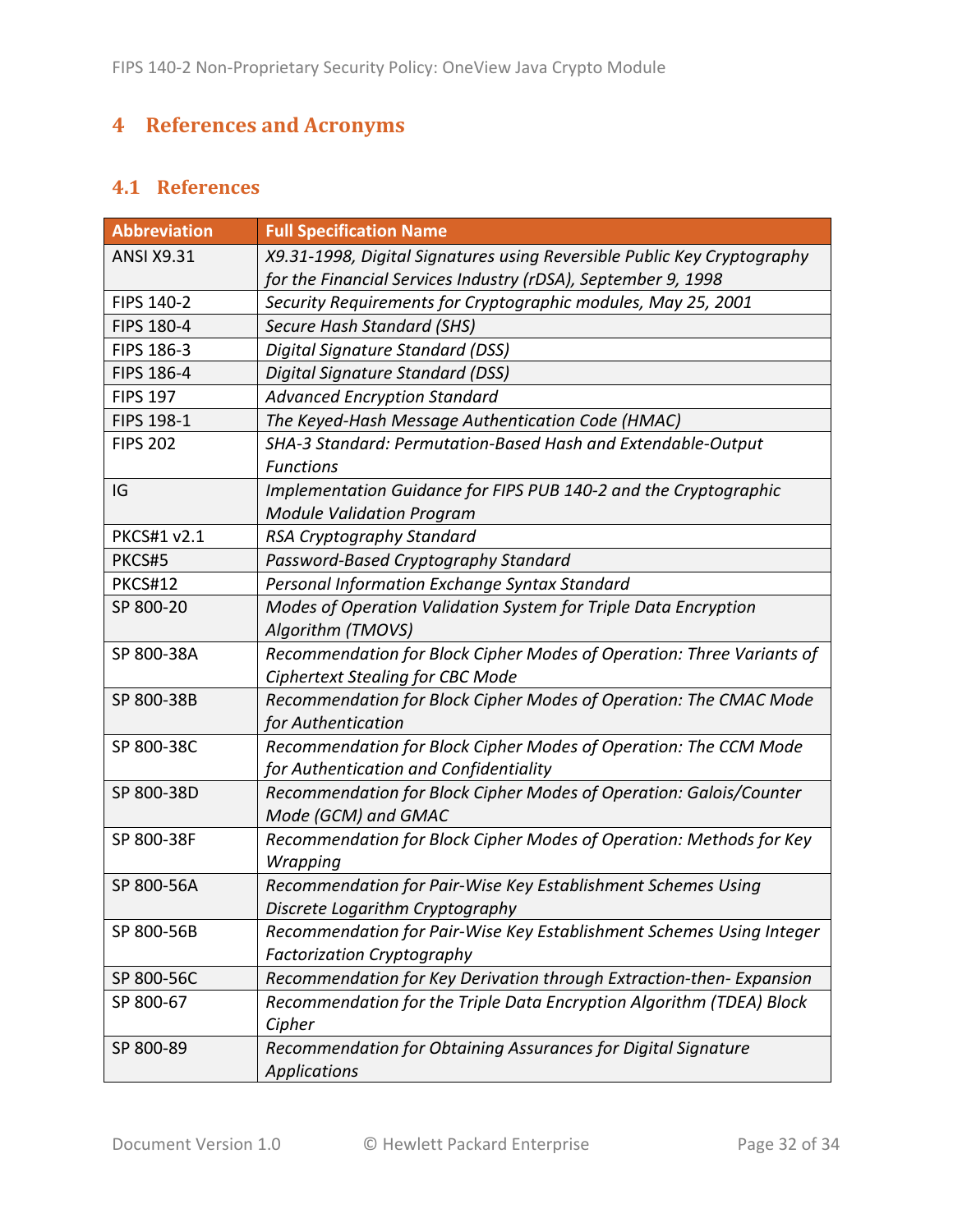# 4 References and Acronyms

## 4.1 References

| Abbreviation | Full Specification Name |
|---|---|
| ANSI X9.31 | *X9.31-1998, Digital Signatures using Reversible Public Key Cryptography for the Financial Services Industry (rDSA), September 9, 1998* |
| FIPS 140-2 | *Security Requirements for Cryptographic modules, May 25, 2001* |
| FIPS 180-4 | *Secure Hash Standard (SHS)* |
| FIPS 186-3 | *Digital Signature Standard (DSS)* |
| FIPS 186-4 | *Digital Signature Standard (DSS)* |
| FIPS 197 | *Advanced Encryption Standard* |
| FIPS 198-1 | *The Keyed-Hash Message Authentication Code (HMAC)* |
| FIPS 202 | *SHA-3 Standard: Permutation-Based Hash and Extendable-Output Functions* |
| IG | *Implementation Guidance for FIPS PUB 140-2 and the Cryptographic Module Validation Program* |
| PKCS#1 v2.1 | *RSA Cryptography Standard* |
| PKCS#5 | *Password-Based Cryptography Standard* |
| PKCS#12 | *Personal Information Exchange Syntax Standard* |
| SP 800-20 | *Modes of Operation Validation System for Triple Data Encryption Algorithm (TMOVS)* |
| SP 800-38A | *Recommendation for Block Cipher Modes of Operation: Three Variants of Ciphertext Stealing for CBC Mode* |
| SP 800-38B | *Recommendation for Block Cipher Modes of Operation: The CMAC Mode for Authentication* |
| SP 800-38C | *Recommendation for Block Cipher Modes of Operation: The CCM Mode for Authentication and Confidentiality* |
| SP 800-38D | *Recommendation for Block Cipher Modes of Operation: Galois/Counter Mode (GCM) and GMAC* |
| SP 800-38F | *Recommendation for Block Cipher Modes of Operation: Methods for Key Wrapping* |
| SP 800-56A | *Recommendation for Pair-Wise Key Establishment Schemes Using Discrete Logarithm Cryptography* |
| SP 800-56B | *Recommendation for Pair-Wise Key Establishment Schemes Using Integer Factorization Cryptography* |
| SP 800-56C | *Recommendation for Key Derivation through Extraction-then- Expansion* |
| SP 800-67 | *Recommendation for the Triple Data Encryption Algorithm (TDEA) Block Cipher* |
| SP 800-89 | *Recommendation for Obtaining Assurances for Digital Signature Applications* |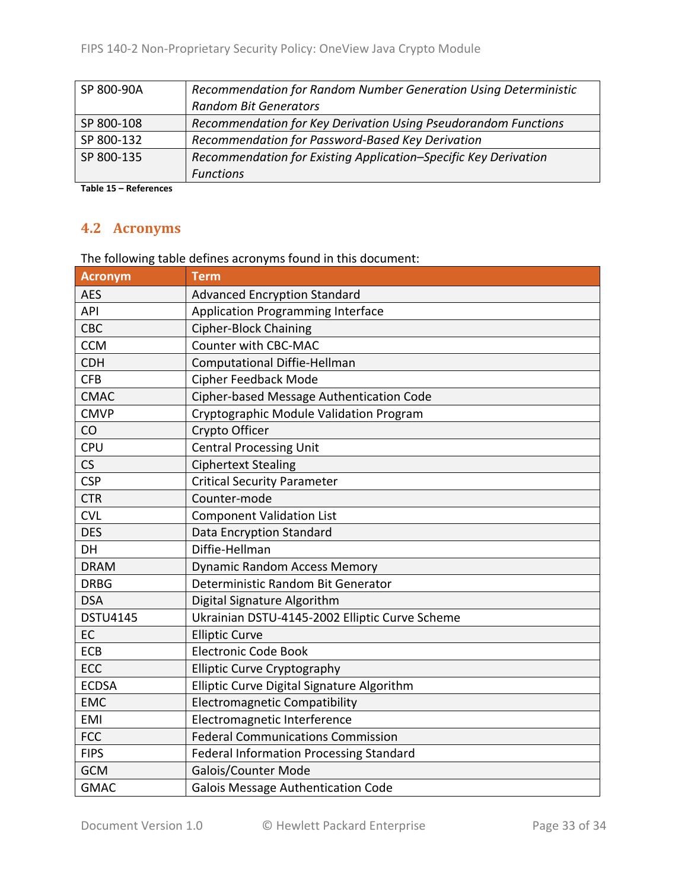| | |
|---|---|
| SP 800-90A | *Recommendation for Random Number Generation Using Deterministic Random Bit Generators* |
| SP 800-108 | *Recommendation for Key Derivation Using Pseudorandom Functions* |
| SP 800-132 | *Recommendation for Password-Based Key Derivation* |
| SP 800-135 | *Recommendation for Existing Application–Specific Key Derivation Functions* |

**Table 15 – References**

## 4.2 Acronyms

The following table defines acronyms found in this document:

| Acronym | Term |
|---|---|
| AES | Advanced Encryption Standard |
| API | Application Programming Interface |
| CBC | Cipher-Block Chaining |
| CCM | Counter with CBC-MAC |
| CDH | Computational Diffie-Hellman |
| CFB | Cipher Feedback Mode |
| CMAC | Cipher-based Message Authentication Code |
| CMVP | Cryptographic Module Validation Program |
| CO | Crypto Officer |
| CPU | Central Processing Unit |
| CS | Ciphertext Stealing |
| CSP | Critical Security Parameter |
| CTR | Counter-mode |
| CVL | Component Validation List |
| DES | Data Encryption Standard |
| DH | Diffie-Hellman |
| DRAM | Dynamic Random Access Memory |
| DRBG | Deterministic Random Bit Generator |
| DSA | Digital Signature Algorithm |
| DSTU4145 | Ukrainian DSTU-4145-2002 Elliptic Curve Scheme |
| EC | Elliptic Curve |
| ECB | Electronic Code Book |
| ECC | Elliptic Curve Cryptography |
| ECDSA | Elliptic Curve Digital Signature Algorithm |
| EMC | Electromagnetic Compatibility |
| EMI | Electromagnetic Interference |
| FCC | Federal Communications Commission |
| FIPS | Federal Information Processing Standard |
| GCM | Galois/Counter Mode |
| GMAC | Galois Message Authentication Code |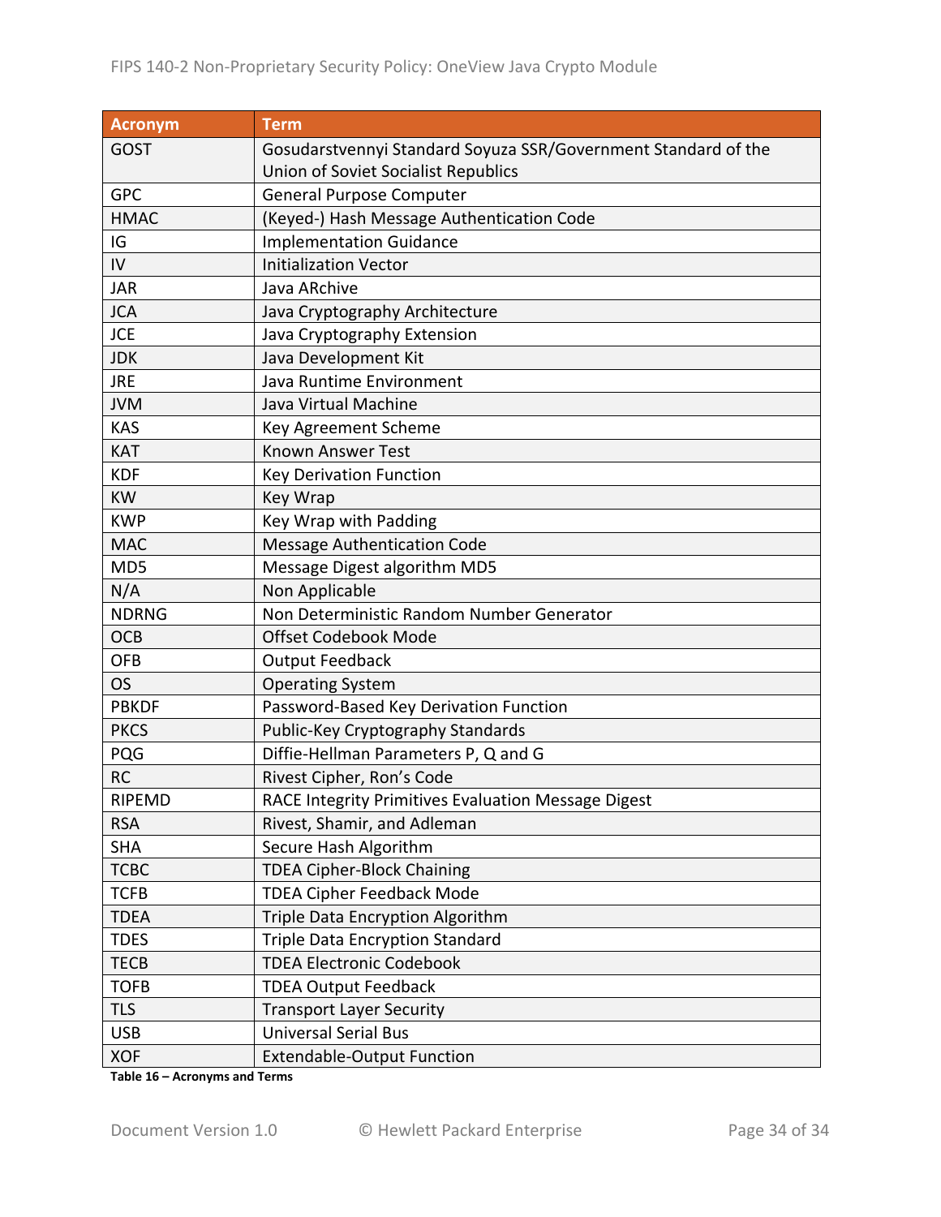| Acronym | Term |
|---|---|
| GOST | Gosudarstvennyi Standard Soyuza SSR/Government Standard of the Union of Soviet Socialist Republics |
| GPC | General Purpose Computer |
| HMAC | (Keyed-) Hash Message Authentication Code |
| IG | Implementation Guidance |
| IV | Initialization Vector |
| JAR | Java ARchive |
| JCA | Java Cryptography Architecture |
| JCE | Java Cryptography Extension |
| JDK | Java Development Kit |
| JRE | Java Runtime Environment |
| JVM | Java Virtual Machine |
| KAS | Key Agreement Scheme |
| KAT | Known Answer Test |
| KDF | Key Derivation Function |
| KW | Key Wrap |
| KWP | Key Wrap with Padding |
| MAC | Message Authentication Code |
| MD5 | Message Digest algorithm MD5 |
| N/A | Non Applicable |
| NDRNG | Non Deterministic Random Number Generator |
| OCB | Offset Codebook Mode |
| OFB | Output Feedback |
| OS | Operating System |
| PBKDF | Password-Based Key Derivation Function |
| PKCS | Public-Key Cryptography Standards |
| PQG | Diffie-Hellman Parameters P, Q and G |
| RC | Rivest Cipher, Ron's Code |
| RIPEMD | RACE Integrity Primitives Evaluation Message Digest |
| RSA | Rivest, Shamir, and Adleman |
| SHA | Secure Hash Algorithm |
| TCBC | TDEA Cipher-Block Chaining |
| TCFB | TDEA Cipher Feedback Mode |
| TDEA | Triple Data Encryption Algorithm |
| TDES | Triple Data Encryption Standard |
| TECB | TDEA Electronic Codebook |
| TOFB | TDEA Output Feedback |
| TLS | Transport Layer Security |
| USB | Universal Serial Bus |
| XOF | Extendable-Output Function |

**Table 16 – Acronyms and Terms**